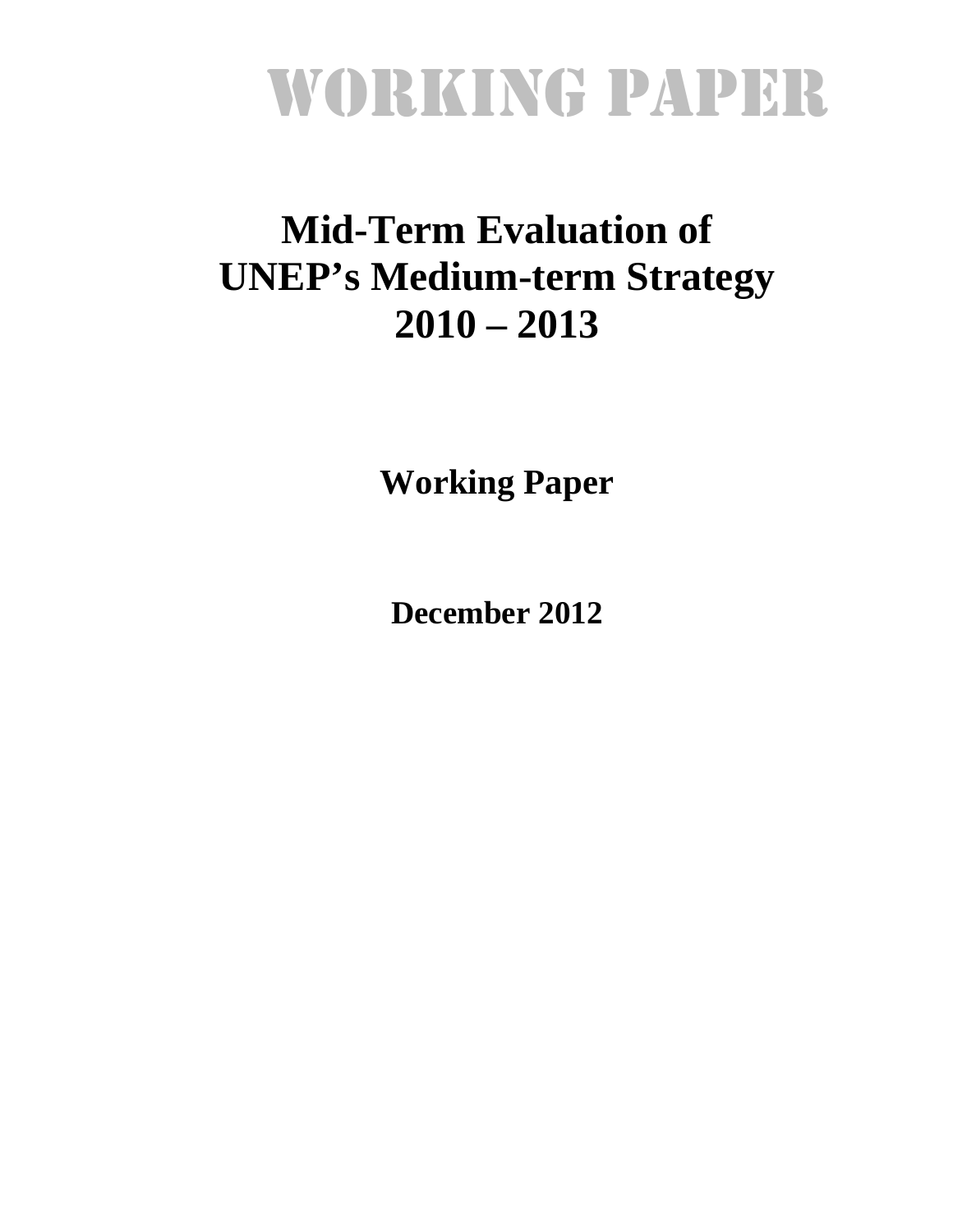WORKING PAPER

# Mid-Term Evaluation of UNEP's Medium-term Strategy 2010 – 2013

**Working Paper**

**December 2012**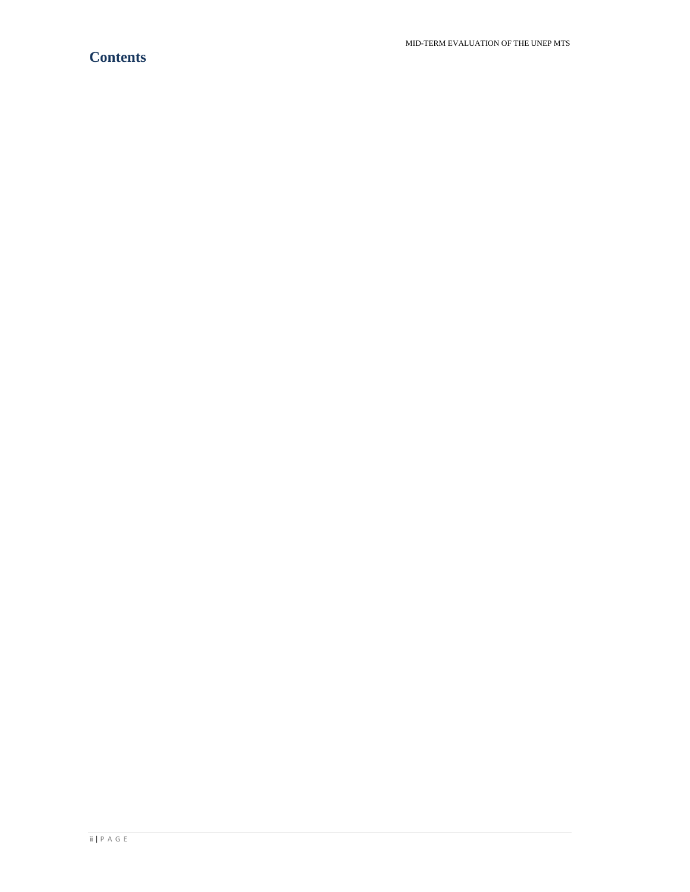# Contents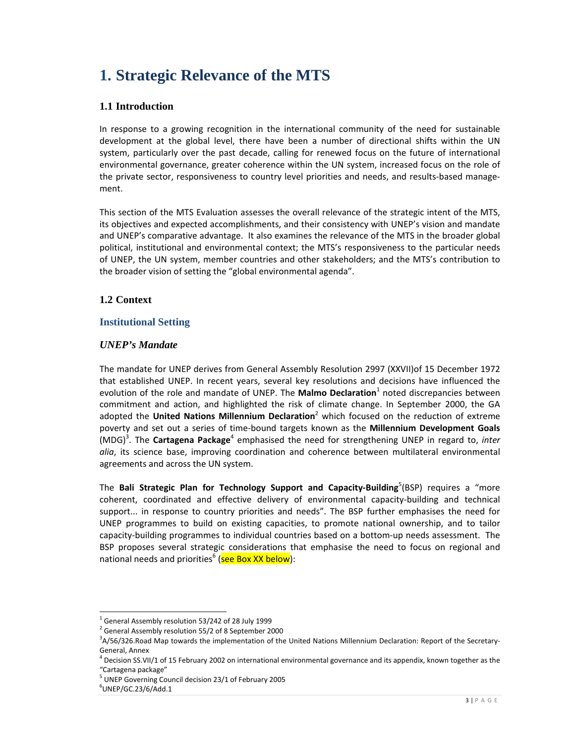# 1. Strategic Relevance of the MTS

## 1.1 Introduction

In response to a growing recognition in the international community of the need for sustainable development at the global level, there have been a number of directional shifts within the UN system, particularly over the past decade, calling for renewed focus on the future of international environmental governance, greater coherence within the UN system, increased focus on the role of the private sector, responsiveness to country level priorities and needs, and results-based management.

This section of the MTS Evaluation assesses the overall relevance of the strategic intent of the MTS, its objectives and expected accomplishments, and their consistency with UNEP's vision and mandate and UNEP's comparative advantage. It also examines the relevance of the MTS in the broader global political, institutional and environmental context; the MTS's responsiveness to the particular needs of UNEP, the UN system, member countries and other stakeholders; and the MTS's contribution to the broader vision of setting the "global environmental agenda".

## 1.2 Context

### Institutional Setting

#### *UNEP's Mandate*

The mandate for UNEP derives from General Assembly Resolution 2997 (XXVII)of 15 December 1972 that established UNEP. In recent years, several key resolutions and decisions have influenced the evolution of the role and mandate of UNEP. The **Malmo Declaration**[1] noted discrepancies between commitment and action, and highlighted the risk of climate change. In September 2000, the GA adopted the **United Nations Millennium Declaration**[2] which focused on the reduction of extreme poverty and set out a series of time-bound targets known as the **Millennium Development Goals** (MDG)[3]. The **Cartagena Package**[4] emphasised the need for strengthening UNEP in regard to, *inter alia*, its science base, improving coordination and coherence between multilateral environmental agreements and across the UN system.

The **Bali Strategic Plan for Technology Support and Capacity-Building**[5](BSP) requires a "more coherent, coordinated and effective delivery of environmental capacity-building and technical support... in response to country priorities and needs". The BSP further emphasises the need for UNEP programmes to build on existing capacities, to promote national ownership, and to tailor capacity-building programmes to individual countries based on a bottom-up needs assessment. The BSP proposes several strategic considerations that emphasise the need to focus on regional and national needs and priorities[6] (see Box XX below):

---

[1] General Assembly resolution 53/242 of 28 July 1999

[2] General Assembly resolution 55/2 of 8 September 2000

[3] A/56/326.Road Map towards the implementation of the United Nations Millennium Declaration: Report of the Secretary-General, Annex

[4] Decision SS.VII/1 of 15 February 2002 on international environmental governance and its appendix, known together as the "Cartagena package"

[5] UNEP Governing Council decision 23/1 of February 2005

[6] UNEP/GC.23/6/Add.1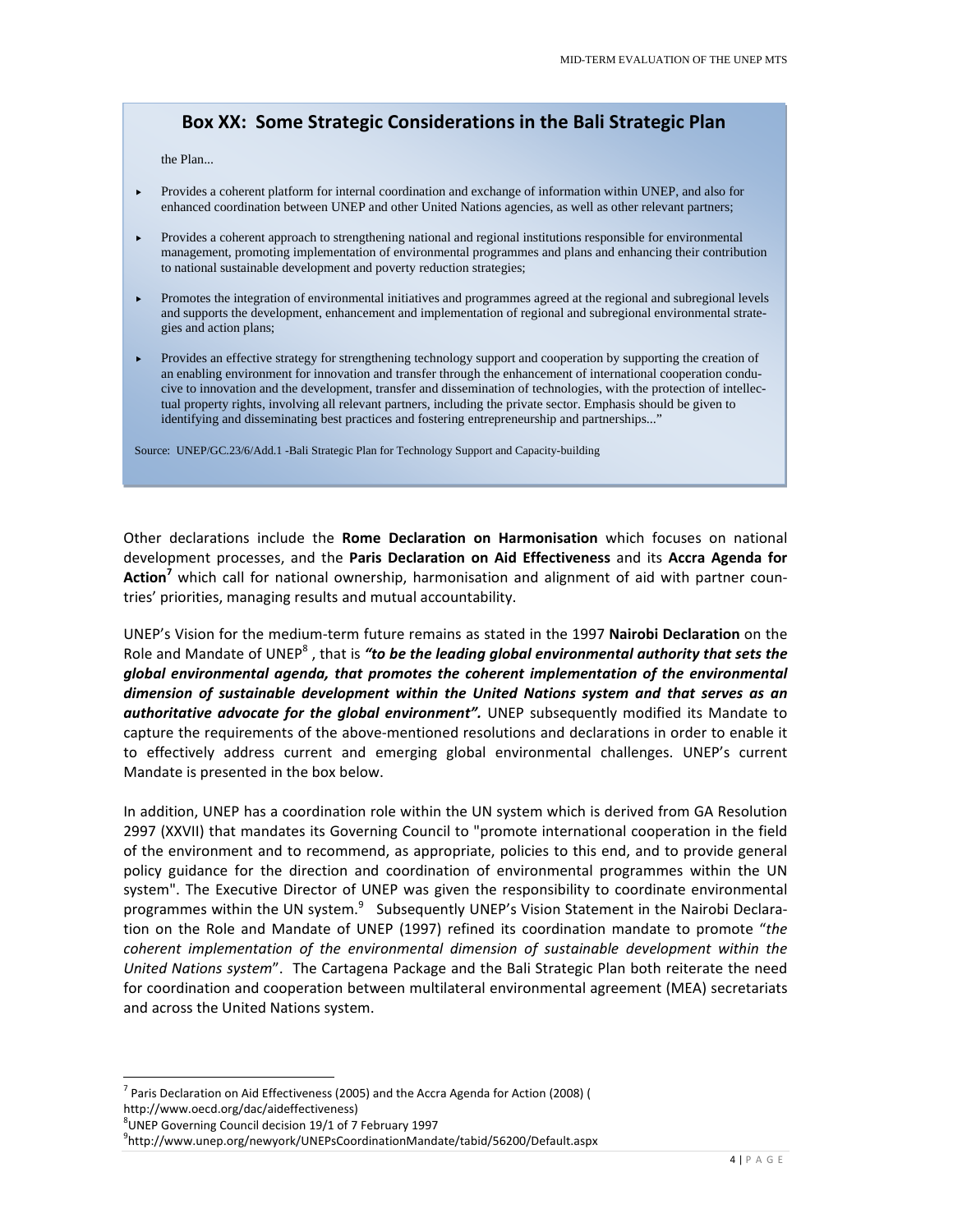## Box XX: Some Strategic Considerations in the Bali Strategic Plan

the Plan...

- Provides a coherent platform for internal coordination and exchange of information within UNEP, and also for enhanced coordination between UNEP and other United Nations agencies, as well as other relevant partners;
- Provides a coherent approach to strengthening national and regional institutions responsible for environmental management, promoting implementation of environmental programmes and plans and enhancing their contribution to national sustainable development and poverty reduction strategies;
- Promotes the integration of environmental initiatives and programmes agreed at the regional and subregional levels and supports the development, enhancement and implementation of regional and subregional environmental strategies and action plans;
- Provides an effective strategy for strengthening technology support and cooperation by supporting the creation of an enabling environment for innovation and transfer through the enhancement of international cooperation conducive to innovation and the development, transfer and dissemination of technologies, with the protection of intellectual property rights, involving all relevant partners, including the private sector. Emphasis should be given to identifying and disseminating best practices and fostering entrepreneurship and partnerships..."

Source: UNEP/GC.23/6/Add.1 -Bali Strategic Plan for Technology Support and Capacity-building

Other declarations include the **Rome Declaration on Harmonisation** which focuses on national development processes, and the **Paris Declaration on Aid Effectiveness** and its **Accra Agenda for Action**[7] which call for national ownership, harmonisation and alignment of aid with partner countries' priorities, managing results and mutual accountability.

UNEP's Vision for the medium-term future remains as stated in the 1997 **Nairobi Declaration** on the Role and Mandate of UNEP[8] , that is ***"to be the leading global environmental authority that sets the global environmental agenda, that promotes the coherent implementation of the environmental dimension of sustainable development within the United Nations system and that serves as an authoritative advocate for the global environment".*** UNEP subsequently modified its Mandate to capture the requirements of the above-mentioned resolutions and declarations in order to enable it to effectively address current and emerging global environmental challenges. UNEP's current Mandate is presented in the box below.

In addition, UNEP has a coordination role within the UN system which is derived from GA Resolution 2997 (XXVII) that mandates its Governing Council to "promote international cooperation in the field of the environment and to recommend, as appropriate, policies to this end, and to provide general policy guidance for the direction and coordination of environmental programmes within the UN system". The Executive Director of UNEP was given the responsibility to coordinate environmental programmes within the UN system.[9] Subsequently UNEP's Vision Statement in the Nairobi Declaration on the Role and Mandate of UNEP (1997) refined its coordination mandate to promote "*the coherent implementation of the environmental dimension of sustainable development within the United Nations system*". The Cartagena Package and the Bali Strategic Plan both reiterate the need for coordination and cooperation between multilateral environmental agreement (MEA) secretariats and across the United Nations system.

---

[7] Paris Declaration on Aid Effectiveness (2005) and the Accra Agenda for Action (2008) ( http://www.oecd.org/dac/aideffectiveness)

[8] UNEP Governing Council decision 19/1 of 7 February 1997

[9] http://www.unep.org/newyork/UNEPsCoordinationMandate/tabid/56200/Default.aspx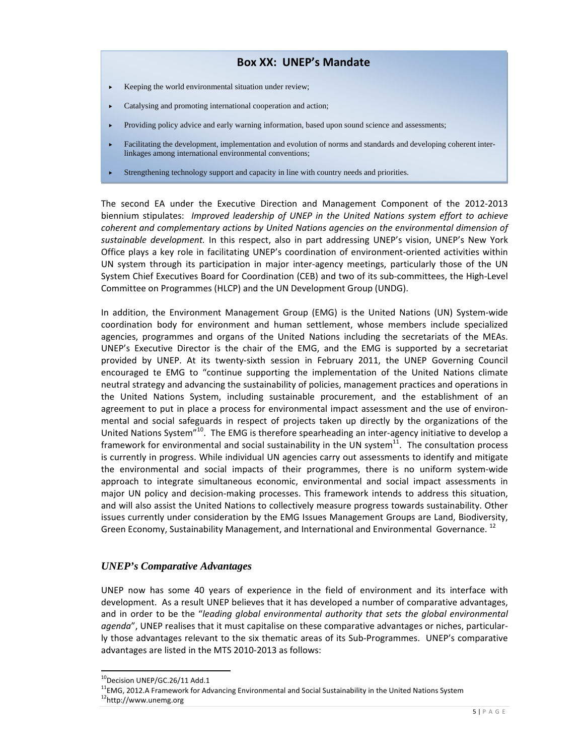## Box XX: UNEP's Mandate

- Keeping the world environmental situation under review;
- Catalysing and promoting international cooperation and action;
- Providing policy advice and early warning information, based upon sound science and assessments;
- Facilitating the development, implementation and evolution of norms and standards and developing coherent inter-linkages among international environmental conventions;
- Strengthening technology support and capacity in line with country needs and priorities.

The second EA under the Executive Direction and Management Component of the 2012-2013 biennium stipulates: *Improved leadership of UNEP in the United Nations system effort to achieve coherent and complementary actions by United Nations agencies on the environmental dimension of sustainable development.* In this respect, also in part addressing UNEP's vision, UNEP's New York Office plays a key role in facilitating UNEP's coordination of environment-oriented activities within UN system through its participation in major inter-agency meetings, particularly those of the UN System Chief Executives Board for Coordination (CEB) and two of its sub-committees, the High-Level Committee on Programmes (HLCP) and the UN Development Group (UNDG).

In addition, the Environment Management Group (EMG) is the United Nations (UN) System-wide coordination body for environment and human settlement, whose members include specialized agencies, programmes and organs of the United Nations including the secretariats of the MEAs. UNEP's Executive Director is the chair of the EMG, and the EMG is supported by a secretariat provided by UNEP. At its twenty-sixth session in February 2011, the UNEP Governing Council encouraged te EMG to "continue supporting the implementation of the United Nations climate neutral strategy and advancing the sustainability of policies, management practices and operations in the United Nations System, including sustainable procurement, and the establishment of an agreement to put in place a process for environmental impact assessment and the use of environmental and social safeguards in respect of projects taken up directly by the organizations of the United Nations System"[10]. The EMG is therefore spearheading an inter-agency initiative to develop a framework for environmental and social sustainability in the UN system[11]. The consultation process is currently in progress. While individual UN agencies carry out assessments to identify and mitigate the environmental and social impacts of their programmes, there is no uniform system-wide approach to integrate simultaneous economic, environmental and social impact assessments in major UN policy and decision-making processes. This framework intends to address this situation, and will also assist the United Nations to collectively measure progress towards sustainability. Other issues currently under consideration by the EMG Issues Management Groups are Land, Biodiversity, Green Economy, Sustainability Management, and International and Environmental Governance. [12]

### *UNEP's Comparative Advantages*

UNEP now has some 40 years of experience in the field of environment and its interface with development. As a result UNEP believes that it has developed a number of comparative advantages, and in order to be the "*leading global environmental authority that sets the global environmental agenda*", UNEP realises that it must capitalise on these comparative advantages or niches, particularly those advantages relevant to the six thematic areas of its Sub-Programmes. UNEP's comparative advantages are listed in the MTS 2010-2013 as follows:

---

[10] Decision UNEP/GC.26/11 Add.1

[11] EMG, 2012.A Framework for Advancing Environmental and Social Sustainability in the United Nations System

[12] http://www.unemg.org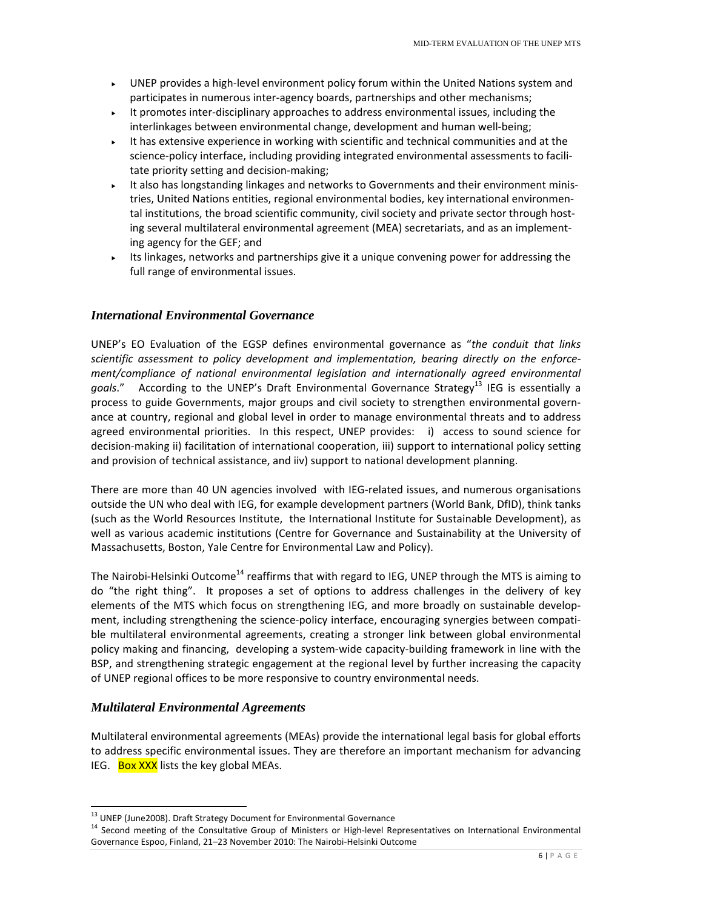- UNEP provides a high-level environment policy forum within the United Nations system and participates in numerous inter-agency boards, partnerships and other mechanisms;
- It promotes inter-disciplinary approaches to address environmental issues, including the interlinkages between environmental change, development and human well-being;
- It has extensive experience in working with scientific and technical communities and at the science-policy interface, including providing integrated environmental assessments to facilitate priority setting and decision-making;
- It also has longstanding linkages and networks to Governments and their environment ministries, United Nations entities, regional environmental bodies, key international environmental institutions, the broad scientific community, civil society and private sector through hosting several multilateral environmental agreement (MEA) secretariats, and as an implementing agency for the GEF; and
- Its linkages, networks and partnerships give it a unique convening power for addressing the full range of environmental issues.

## *International Environmental Governance*

UNEP's EO Evaluation of the EGSP defines environmental governance as "*the conduit that links scientific assessment to policy development and implementation, bearing directly on the enforcement/compliance of national environmental legislation and internationally agreed environmental goals*." According to the UNEP's Draft Environmental Governance Strategy[13] IEG is essentially a process to guide Governments, major groups and civil society to strengthen environmental governance at country, regional and global level in order to manage environmental threats and to address agreed environmental priorities. In this respect, UNEP provides: i) access to sound science for decision-making ii) facilitation of international cooperation, iii) support to international policy setting and provision of technical assistance, and iiv) support to national development planning.

There are more than 40 UN agencies involved with IEG-related issues, and numerous organisations outside the UN who deal with IEG, for example development partners (World Bank, DfID), think tanks (such as the World Resources Institute, the International Institute for Sustainable Development), as well as various academic institutions (Centre for Governance and Sustainability at the University of Massachusetts, Boston, Yale Centre for Environmental Law and Policy).

The Nairobi-Helsinki Outcome[14] reaffirms that with regard to IEG, UNEP through the MTS is aiming to do "the right thing". It proposes a set of options to address challenges in the delivery of key elements of the MTS which focus on strengthening IEG, and more broadly on sustainable development, including strengthening the science-policy interface, encouraging synergies between compatible multilateral environmental agreements, creating a stronger link between global environmental policy making and financing, developing a system-wide capacity-building framework in line with the BSP, and strengthening strategic engagement at the regional level by further increasing the capacity of UNEP regional offices to be more responsive to country environmental needs.

## *Multilateral Environmental Agreements*

Multilateral environmental agreements (MEAs) provide the international legal basis for global efforts to address specific environmental issues. They are therefore an important mechanism for advancing IEG. Box XXX lists the key global MEAs.

---

[13] UNEP (June2008). Draft Strategy Document for Environmental Governance

[14] Second meeting of the Consultative Group of Ministers or High-level Representatives on International Environmental Governance Espoo, Finland, 21–23 November 2010: The Nairobi-Helsinki Outcome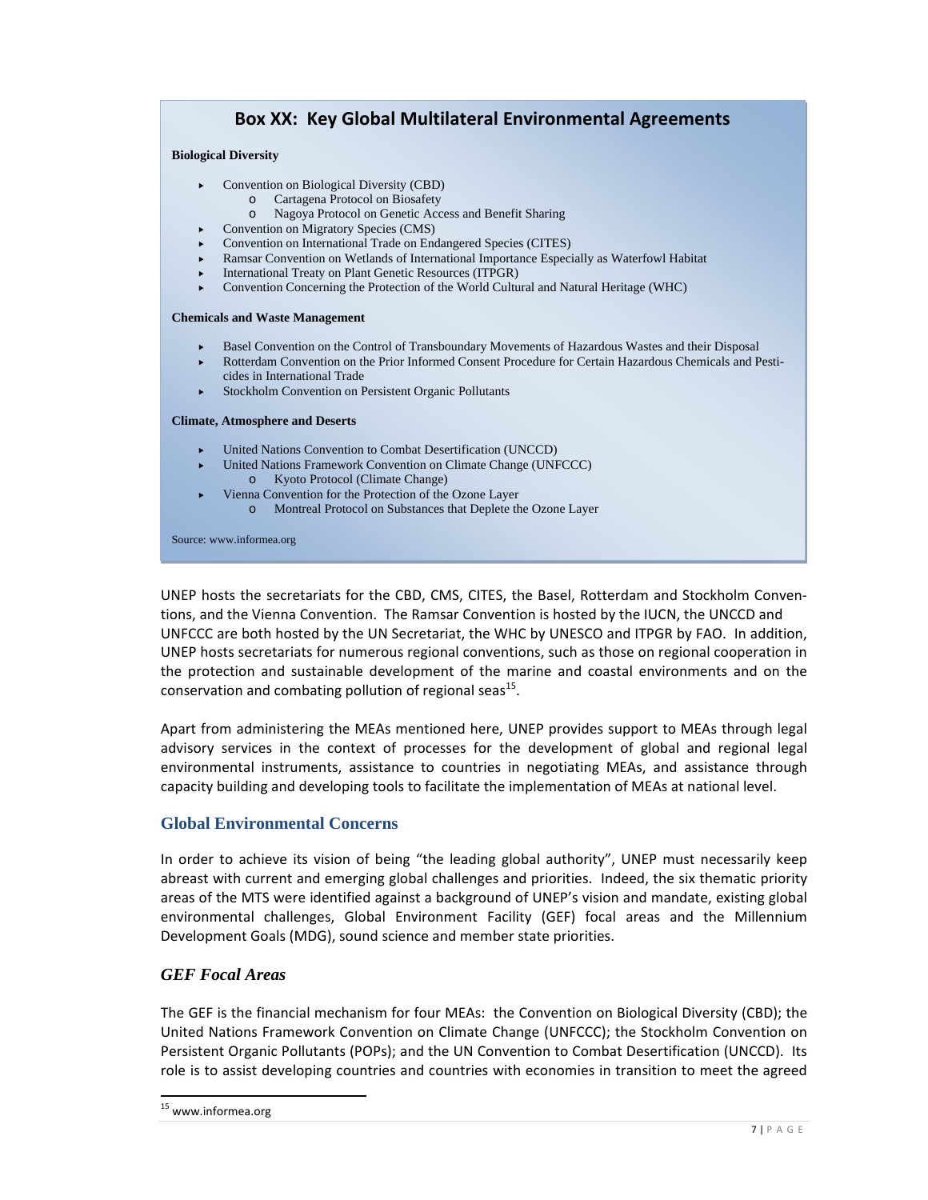## Box XX: Key Global Multilateral Environmental Agreements

**Biological Diversity**

- Convention on Biological Diversity (CBD)
  - Cartagena Protocol on Biosafety
  - Nagoya Protocol on Genetic Access and Benefit Sharing
- Convention on Migratory Species (CMS)
- Convention on International Trade on Endangered Species (CITES)
- Ramsar Convention on Wetlands of International Importance Especially as Waterfowl Habitat
- International Treaty on Plant Genetic Resources (ITPGR)
- Convention Concerning the Protection of the World Cultural and Natural Heritage (WHC)

**Chemicals and Waste Management**

- Basel Convention on the Control of Transboundary Movements of Hazardous Wastes and their Disposal
- Rotterdam Convention on the Prior Informed Consent Procedure for Certain Hazardous Chemicals and Pesticides in International Trade
- Stockholm Convention on Persistent Organic Pollutants

**Climate, Atmosphere and Deserts**

- United Nations Convention to Combat Desertification (UNCCD)
- United Nations Framework Convention on Climate Change (UNFCCC)
  - Kyoto Protocol (Climate Change)
- Vienna Convention for the Protection of the Ozone Layer
  - Montreal Protocol on Substances that Deplete the Ozone Layer

Source: www.informea.org

UNEP hosts the secretariats for the CBD, CMS, CITES, the Basel, Rotterdam and Stockholm Conventions, and the Vienna Convention. The Ramsar Convention is hosted by the IUCN, the UNCCD and UNFCCC are both hosted by the UN Secretariat, the WHC by UNESCO and ITPGR by FAO. In addition, UNEP hosts secretariats for numerous regional conventions, such as those on regional cooperation in the protection and sustainable development of the marine and coastal environments and on the conservation and combating pollution of regional seas[15].

Apart from administering the MEAs mentioned here, UNEP provides support to MEAs through legal advisory services in the context of processes for the development of global and regional legal environmental instruments, assistance to countries in negotiating MEAs, and assistance through capacity building and developing tools to facilitate the implementation of MEAs at national level.

## Global Environmental Concerns

In order to achieve its vision of being "the leading global authority", UNEP must necessarily keep abreast with current and emerging global challenges and priorities. Indeed, the six thematic priority areas of the MTS were identified against a background of UNEP's vision and mandate, existing global environmental challenges, Global Environment Facility (GEF) focal areas and the Millennium Development Goals (MDG), sound science and member state priorities.

### *GEF Focal Areas*

The GEF is the financial mechanism for four MEAs: the Convention on Biological Diversity (CBD); the United Nations Framework Convention on Climate Change (UNFCCC); the Stockholm Convention on Persistent Organic Pollutants (POPs); and the UN Convention to Combat Desertification (UNCCD). Its role is to assist developing countries and countries with economies in transition to meet the agreed

[15] www.informea.org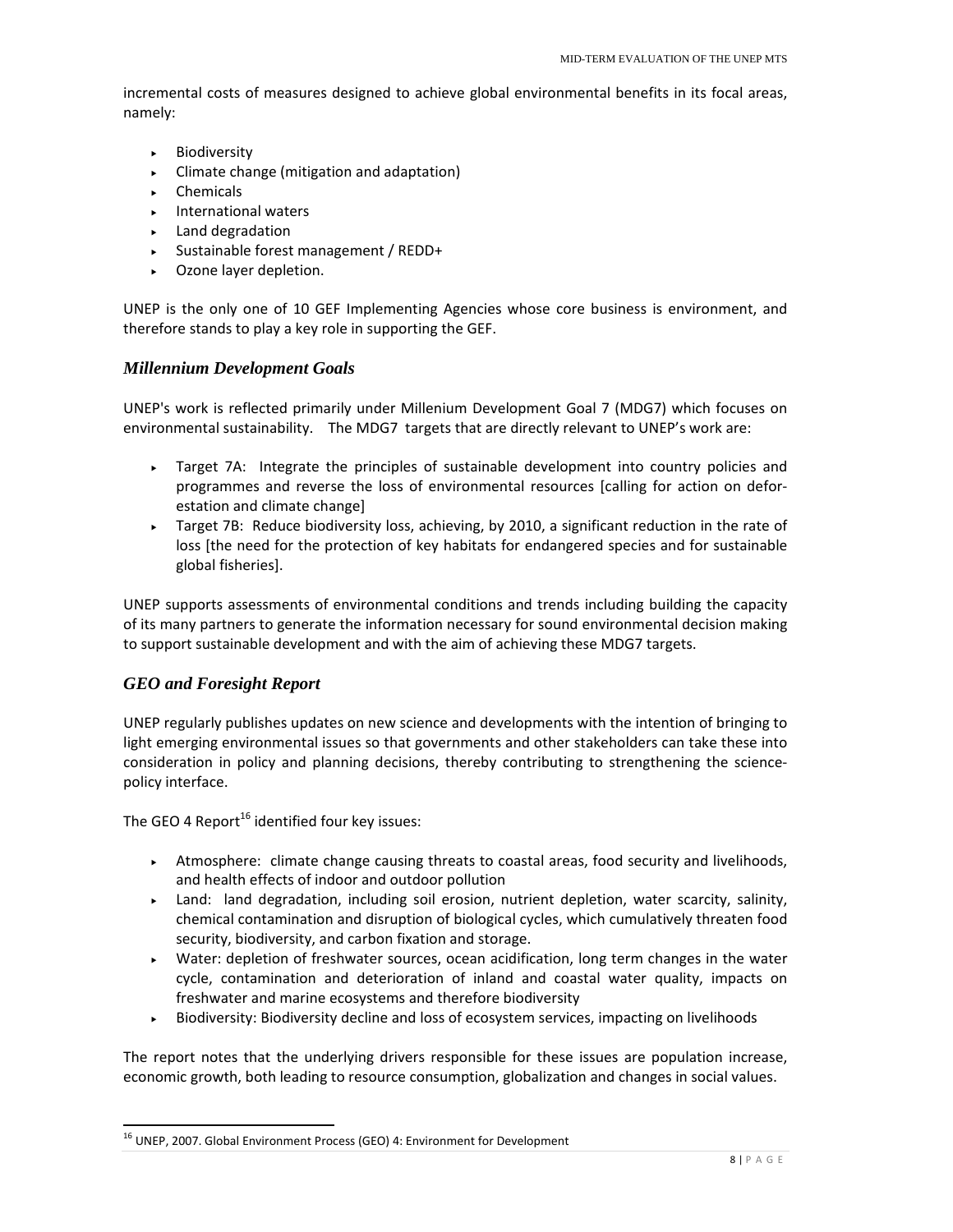incremental costs of measures designed to achieve global environmental benefits in its focal areas, namely:

- Biodiversity
- Climate change (mitigation and adaptation)
- Chemicals
- International waters
- Land degradation
- Sustainable forest management / REDD+
- Ozone layer depletion.

UNEP is the only one of 10 GEF Implementing Agencies whose core business is environment, and therefore stands to play a key role in supporting the GEF.

### *Millennium Development Goals*

UNEP's work is reflected primarily under Millenium Development Goal 7 (MDG7) which focuses on environmental sustainability. The MDG7 targets that are directly relevant to UNEP's work are:

- Target 7A: Integrate the principles of sustainable development into country policies and programmes and reverse the loss of environmental resources [calling for action on deforestation and climate change]
- Target 7B: Reduce biodiversity loss, achieving, by 2010, a significant reduction in the rate of loss [the need for the protection of key habitats for endangered species and for sustainable global fisheries].

UNEP supports assessments of environmental conditions and trends including building the capacity of its many partners to generate the information necessary for sound environmental decision making to support sustainable development and with the aim of achieving these MDG7 targets.

### *GEO and Foresight Report*

UNEP regularly publishes updates on new science and developments with the intention of bringing to light emerging environmental issues so that governments and other stakeholders can take these into consideration in policy and planning decisions, thereby contributing to strengthening the science-policy interface.

The GEO 4 Report[16] identified four key issues:

- Atmosphere: climate change causing threats to coastal areas, food security and livelihoods, and health effects of indoor and outdoor pollution
- Land: land degradation, including soil erosion, nutrient depletion, water scarcity, salinity, chemical contamination and disruption of biological cycles, which cumulatively threaten food security, biodiversity, and carbon fixation and storage.
- Water: depletion of freshwater sources, ocean acidification, long term changes in the water cycle, contamination and deterioration of inland and coastal water quality, impacts on freshwater and marine ecosystems and therefore biodiversity
- Biodiversity: Biodiversity decline and loss of ecosystem services, impacting on livelihoods

The report notes that the underlying drivers responsible for these issues are population increase, economic growth, both leading to resource consumption, globalization and changes in social values.

[16] UNEP, 2007. Global Environment Process (GEO) 4: Environment for Development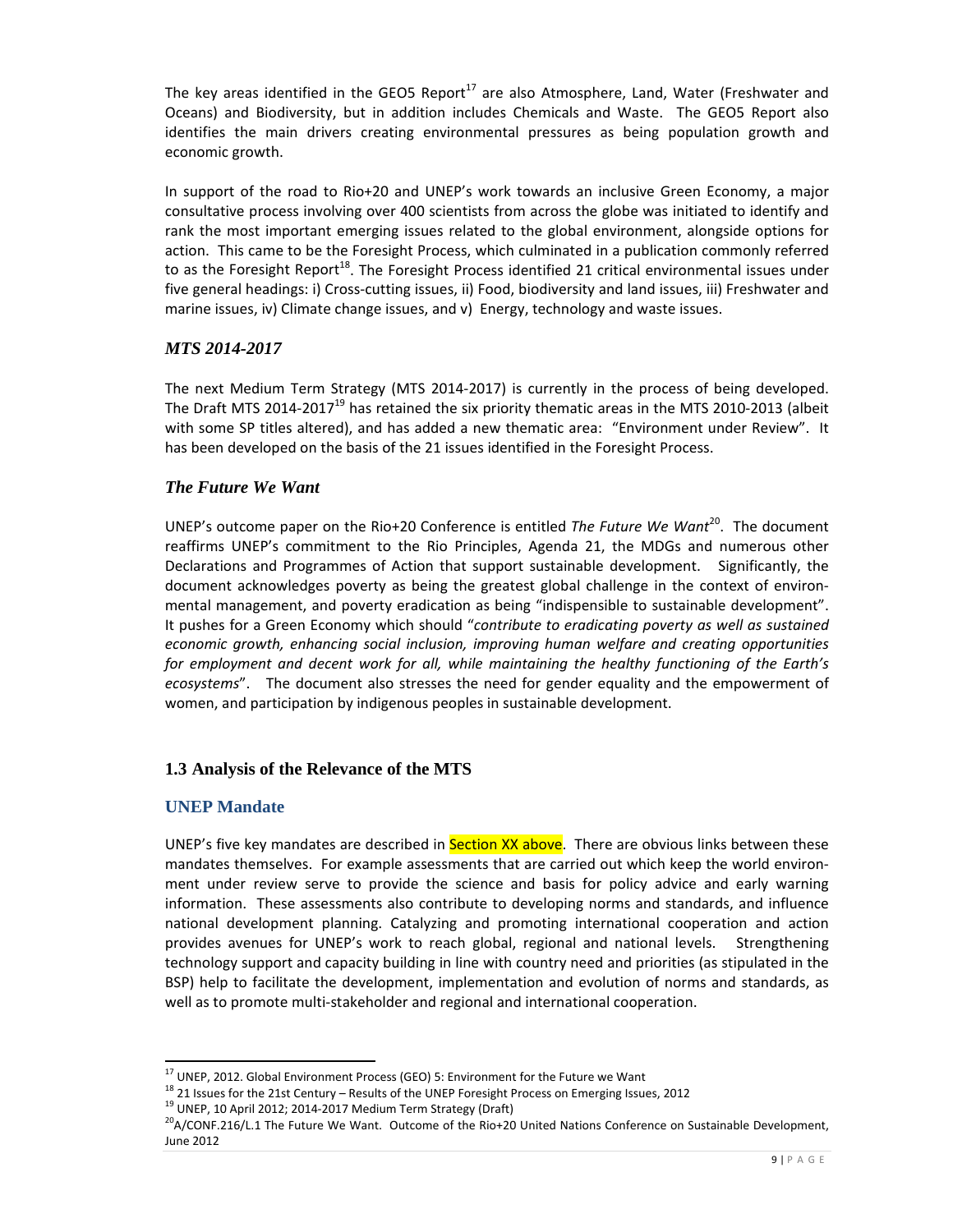The key areas identified in the GEO5 Report[17] are also Atmosphere, Land, Water (Freshwater and Oceans) and Biodiversity, but in addition includes Chemicals and Waste. The GEO5 Report also identifies the main drivers creating environmental pressures as being population growth and economic growth.

In support of the road to Rio+20 and UNEP's work towards an inclusive Green Economy, a major consultative process involving over 400 scientists from across the globe was initiated to identify and rank the most important emerging issues related to the global environment, alongside options for action. This came to be the Foresight Process, which culminated in a publication commonly referred to as the Foresight Report[18]. The Foresight Process identified 21 critical environmental issues under five general headings: i) Cross-cutting issues, ii) Food, biodiversity and land issues, iii) Freshwater and marine issues, iv) Climate change issues, and v) Energy, technology and waste issues.

### *MTS 2014-2017*

The next Medium Term Strategy (MTS 2014-2017) is currently in the process of being developed. The Draft MTS 2014-2017[19] has retained the six priority thematic areas in the MTS 2010-2013 (albeit with some SP titles altered), and has added a new thematic area: "Environment under Review". It has been developed on the basis of the 21 issues identified in the Foresight Process.

### *The Future We Want*

UNEP's outcome paper on the Rio+20 Conference is entitled *The Future We Want*[20]. The document reaffirms UNEP's commitment to the Rio Principles, Agenda 21, the MDGs and numerous other Declarations and Programmes of Action that support sustainable development. Significantly, the document acknowledges poverty as being the greatest global challenge in the context of environmental management, and poverty eradication as being "indispensible to sustainable development". It pushes for a Green Economy which should "*contribute to eradicating poverty as well as sustained economic growth, enhancing social inclusion, improving human welfare and creating opportunities for employment and decent work for all, while maintaining the healthy functioning of the Earth's ecosystems*". The document also stresses the need for gender equality and the empowerment of women, and participation by indigenous peoples in sustainable development.

## 1.3 Analysis of the Relevance of the MTS

### UNEP Mandate

UNEP's five key mandates are described in Section XX above. There are obvious links between these mandates themselves. For example assessments that are carried out which keep the world environment under review serve to provide the science and basis for policy advice and early warning information. These assessments also contribute to developing norms and standards, and influence national development planning. Catalyzing and promoting international cooperation and action provides avenues for UNEP's work to reach global, regional and national levels. Strengthening technology support and capacity building in line with country need and priorities (as stipulated in the BSP) help to facilitate the development, implementation and evolution of norms and standards, as well as to promote multi-stakeholder and regional and international cooperation.

---

[17] UNEP, 2012. Global Environment Process (GEO) 5: Environment for the Future we Want

[18] 21 Issues for the 21st Century – Results of the UNEP Foresight Process on Emerging Issues, 2012

[19] UNEP, 10 April 2012; 2014-2017 Medium Term Strategy (Draft)

[20] A/CONF.216/L.1 The Future We Want. Outcome of the Rio+20 United Nations Conference on Sustainable Development, June 2012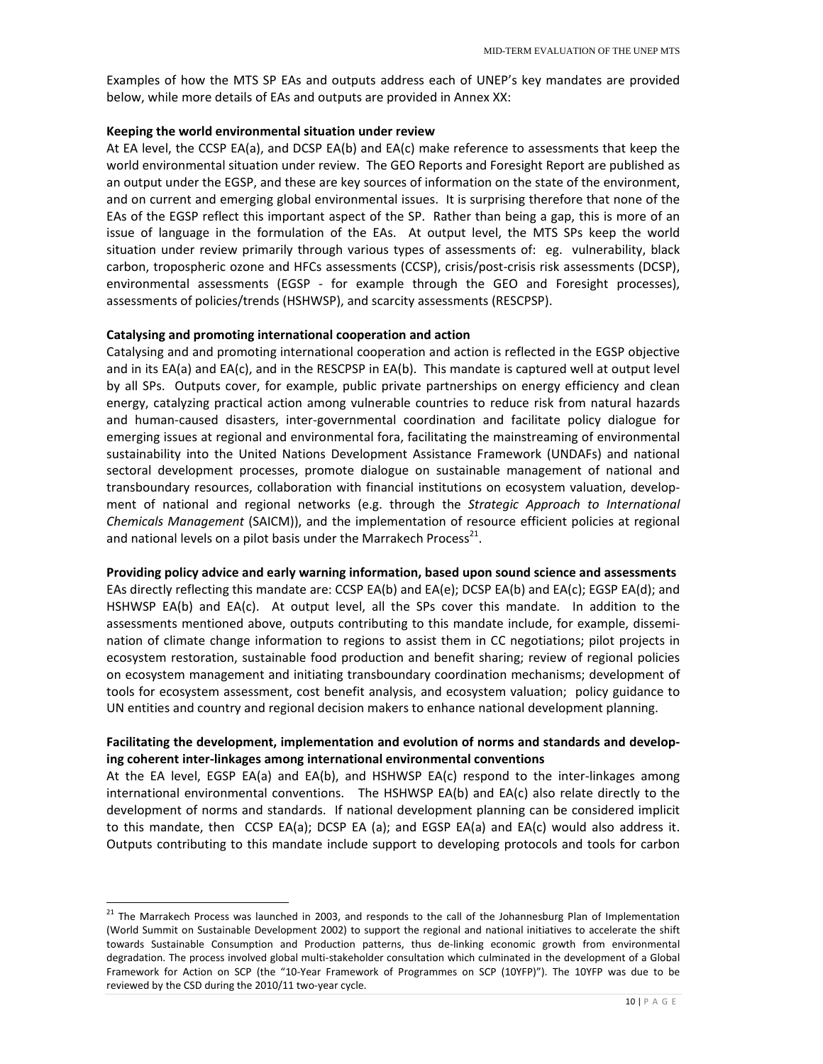Examples of how the MTS SP EAs and outputs address each of UNEP's key mandates are provided below, while more details of EAs and outputs are provided in Annex XX:

**Keeping the world environmental situation under review**

At EA level, the CCSP EA(a), and DCSP EA(b) and EA(c) make reference to assessments that keep the world environmental situation under review. The GEO Reports and Foresight Report are published as an output under the EGSP, and these are key sources of information on the state of the environment, and on current and emerging global environmental issues. It is surprising therefore that none of the EAs of the EGSP reflect this important aspect of the SP. Rather than being a gap, this is more of an issue of language in the formulation of the EAs. At output level, the MTS SPs keep the world situation under review primarily through various types of assessments of: eg. vulnerability, black carbon, tropospheric ozone and HFCs assessments (CCSP), crisis/post-crisis risk assessments (DCSP), environmental assessments (EGSP - for example through the GEO and Foresight processes), assessments of policies/trends (HSHWSP), and scarcity assessments (RESCPSP).

**Catalysing and promoting international cooperation and action**

Catalysing and and promoting international cooperation and action is reflected in the EGSP objective and in its EA(a) and EA(c), and in the RESCPSP in EA(b). This mandate is captured well at output level by all SPs. Outputs cover, for example, public private partnerships on energy efficiency and clean energy, catalyzing practical action among vulnerable countries to reduce risk from natural hazards and human-caused disasters, inter-governmental coordination and facilitate policy dialogue for emerging issues at regional and environmental fora, facilitating the mainstreaming of environmental sustainability into the United Nations Development Assistance Framework (UNDAFs) and national sectoral development processes, promote dialogue on sustainable management of national and transboundary resources, collaboration with financial institutions on ecosystem valuation, development of national and regional networks (e.g. through the *Strategic Approach to International Chemicals Management* (SAICM)), and the implementation of resource efficient policies at regional and national levels on a pilot basis under the Marrakech Process[21].

**Providing policy advice and early warning information, based upon sound science and assessments**

EAs directly reflecting this mandate are: CCSP EA(b) and EA(e); DCSP EA(b) and EA(c); EGSP EA(d); and HSHWSP EA(b) and EA(c). At output level, all the SPs cover this mandate. In addition to the assessments mentioned above, outputs contributing to this mandate include, for example, dissemination of climate change information to regions to assist them in CC negotiations; pilot projects in ecosystem restoration, sustainable food production and benefit sharing; review of regional policies on ecosystem management and initiating transboundary coordination mechanisms; development of tools for ecosystem assessment, cost benefit analysis, and ecosystem valuation; policy guidance to UN entities and country and regional decision makers to enhance national development planning.

**Facilitating the development, implementation and evolution of norms and standards and developing coherent inter-linkages among international environmental conventions**

At the EA level, EGSP EA(a) and EA(b), and HSHWSP EA(c) respond to the inter-linkages among international environmental conventions. The HSHWSP EA(b) and EA(c) also relate directly to the development of norms and standards. If national development planning can be considered implicit to this mandate, then CCSP EA(a); DCSP EA (a); and EGSP EA(a) and EA(c) would also address it. Outputs contributing to this mandate include support to developing protocols and tools for carbon

---

[21] The Marrakech Process was launched in 2003, and responds to the call of the Johannesburg Plan of Implementation (World Summit on Sustainable Development 2002) to support the regional and national initiatives to accelerate the shift towards Sustainable Consumption and Production patterns, thus de-linking economic growth from environmental degradation. The process involved global multi-stakeholder consultation which culminated in the development of a Global Framework for Action on SCP (the "10-Year Framework of Programmes on SCP (10YFP)"). The 10YFP was due to be reviewed by the CSD during the 2010/11 two-year cycle.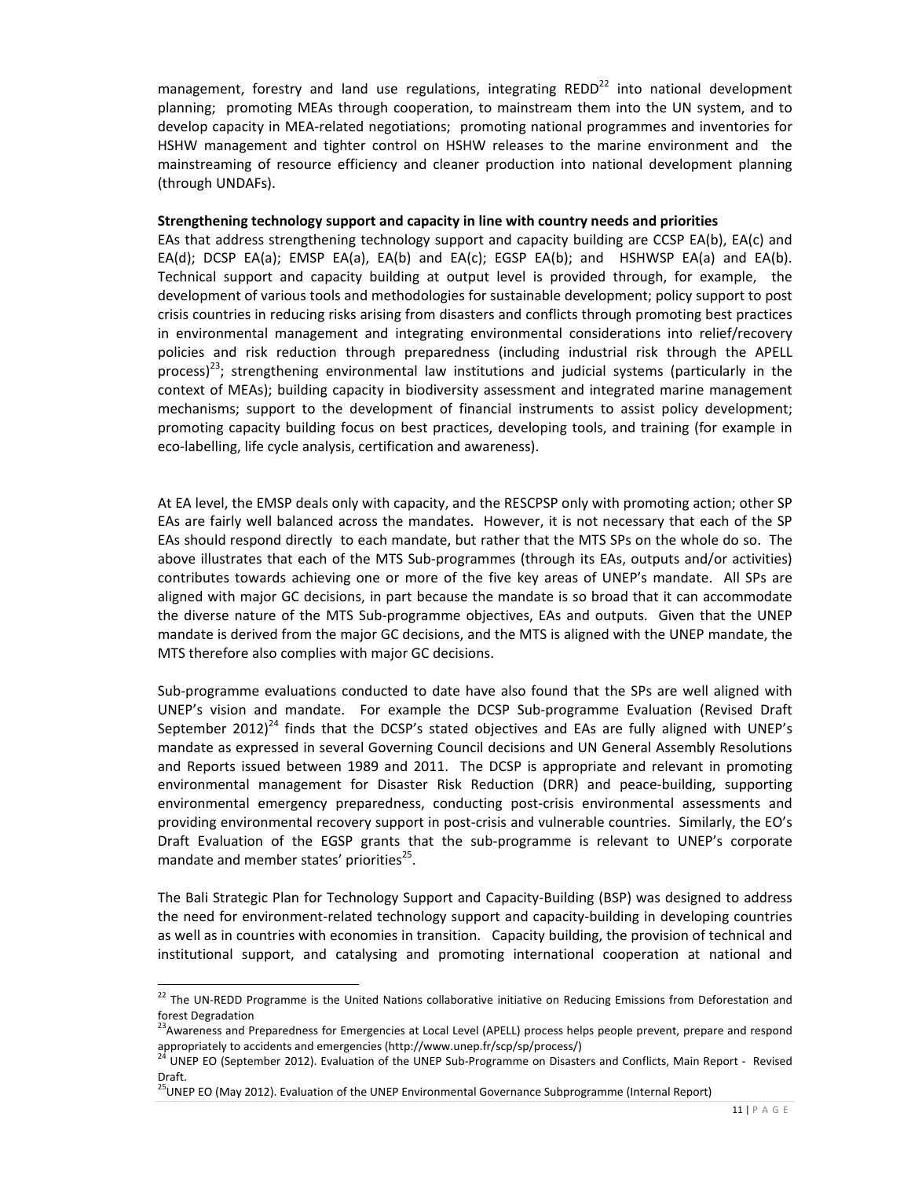management, forestry and land use regulations, integrating REDD[22] into national development planning; promoting MEAs through cooperation, to mainstream them into the UN system, and to develop capacity in MEA-related negotiations; promoting national programmes and inventories for HSHW management and tighter control on HSHW releases to the marine environment and the mainstreaming of resource efficiency and cleaner production into national development planning (through UNDAFs).

**Strengthening technology support and capacity in line with country needs and priorities**

EAs that address strengthening technology support and capacity building are CCSP EA(b), EA(c) and EA(d); DCSP EA(a); EMSP EA(a), EA(b) and EA(c); EGSP EA(b); and HSHWSP EA(a) and EA(b). Technical support and capacity building at output level is provided through, for example, the development of various tools and methodologies for sustainable development; policy support to post crisis countries in reducing risks arising from disasters and conflicts through promoting best practices in environmental management and integrating environmental considerations into relief/recovery policies and risk reduction through preparedness (including industrial risk through the APELL process)[23]; strengthening environmental law institutions and judicial systems (particularly in the context of MEAs); building capacity in biodiversity assessment and integrated marine management mechanisms; support to the development of financial instruments to assist policy development; promoting capacity building focus on best practices, developing tools, and training (for example in eco-labelling, life cycle analysis, certification and awareness).

At EA level, the EMSP deals only with capacity, and the RESCPSP only with promoting action; other SP EAs are fairly well balanced across the mandates. However, it is not necessary that each of the SP EAs should respond directly to each mandate, but rather that the MTS SPs on the whole do so. The above illustrates that each of the MTS Sub-programmes (through its EAs, outputs and/or activities) contributes towards achieving one or more of the five key areas of UNEP's mandate. All SPs are aligned with major GC decisions, in part because the mandate is so broad that it can accommodate the diverse nature of the MTS Sub-programme objectives, EAs and outputs. Given that the UNEP mandate is derived from the major GC decisions, and the MTS is aligned with the UNEP mandate, the MTS therefore also complies with major GC decisions.

Sub-programme evaluations conducted to date have also found that the SPs are well aligned with UNEP's vision and mandate. For example the DCSP Sub-programme Evaluation (Revised Draft September 2012)[24] finds that the DCSP's stated objectives and EAs are fully aligned with UNEP's mandate as expressed in several Governing Council decisions and UN General Assembly Resolutions and Reports issued between 1989 and 2011. The DCSP is appropriate and relevant in promoting environmental management for Disaster Risk Reduction (DRR) and peace-building, supporting environmental emergency preparedness, conducting post-crisis environmental assessments and providing environmental recovery support in post-crisis and vulnerable countries. Similarly, the EO's Draft Evaluation of the EGSP grants that the sub-programme is relevant to UNEP's corporate mandate and member states' priorities[25].

The Bali Strategic Plan for Technology Support and Capacity-Building (BSP) was designed to address the need for environment-related technology support and capacity-building in developing countries as well as in countries with economies in transition. Capacity building, the provision of technical and institutional support, and catalysing and promoting international cooperation at national and

---

[22] The UN-REDD Programme is the United Nations collaborative initiative on Reducing Emissions from Deforestation and forest Degradation

[23] Awareness and Preparedness for Emergencies at Local Level (APELL) process helps people prevent, prepare and respond appropriately to accidents and emergencies (http://www.unep.fr/scp/sp/process/)

[24] UNEP EO (September 2012). Evaluation of the UNEP Sub-Programme on Disasters and Conflicts, Main Report - Revised Draft.

[25] UNEP EO (May 2012). Evaluation of the UNEP Environmental Governance Subprogramme (Internal Report)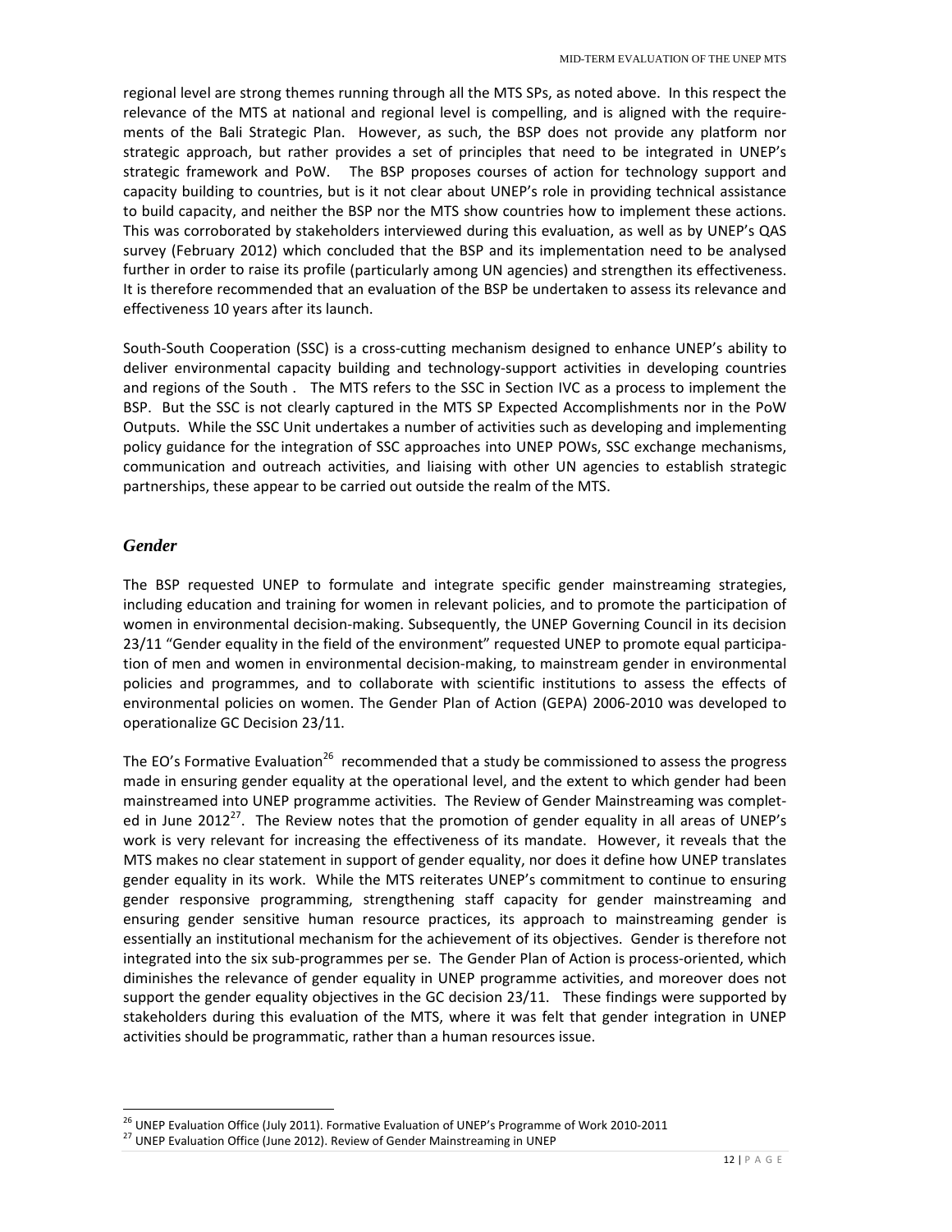regional level are strong themes running through all the MTS SPs, as noted above. In this respect the relevance of the MTS at national and regional level is compelling, and is aligned with the requirements of the Bali Strategic Plan. However, as such, the BSP does not provide any platform nor strategic approach, but rather provides a set of principles that need to be integrated in UNEP's strategic framework and PoW. The BSP proposes courses of action for technology support and capacity building to countries, but is it not clear about UNEP's role in providing technical assistance to build capacity, and neither the BSP nor the MTS show countries how to implement these actions. This was corroborated by stakeholders interviewed during this evaluation, as well as by UNEP's QAS survey (February 2012) which concluded that the BSP and its implementation need to be analysed further in order to raise its profile (particularly among UN agencies) and strengthen its effectiveness. It is therefore recommended that an evaluation of the BSP be undertaken to assess its relevance and effectiveness 10 years after its launch.

South-South Cooperation (SSC) is a cross-cutting mechanism designed to enhance UNEP's ability to deliver environmental capacity building and technology-support activities in developing countries and regions of the South . The MTS refers to the SSC in Section IVC as a process to implement the BSP. But the SSC is not clearly captured in the MTS SP Expected Accomplishments nor in the PoW Outputs. While the SSC Unit undertakes a number of activities such as developing and implementing policy guidance for the integration of SSC approaches into UNEP POWs, SSC exchange mechanisms, communication and outreach activities, and liaising with other UN agencies to establish strategic partnerships, these appear to be carried out outside the realm of the MTS.

### *Gender*

The BSP requested UNEP to formulate and integrate specific gender mainstreaming strategies, including education and training for women in relevant policies, and to promote the participation of women in environmental decision-making. Subsequently, the UNEP Governing Council in its decision 23/11 "Gender equality in the field of the environment" requested UNEP to promote equal participation of men and women in environmental decision-making, to mainstream gender in environmental policies and programmes, and to collaborate with scientific institutions to assess the effects of environmental policies on women. The Gender Plan of Action (GEPA) 2006-2010 was developed to operationalize GC Decision 23/11.

The EO's Formative Evaluation[26] recommended that a study be commissioned to assess the progress made in ensuring gender equality at the operational level, and the extent to which gender had been mainstreamed into UNEP programme activities. The Review of Gender Mainstreaming was completed in June 2012[27]. The Review notes that the promotion of gender equality in all areas of UNEP's work is very relevant for increasing the effectiveness of its mandate. However, it reveals that the MTS makes no clear statement in support of gender equality, nor does it define how UNEP translates gender equality in its work. While the MTS reiterates UNEP's commitment to continue to ensuring gender responsive programming, strengthening staff capacity for gender mainstreaming and ensuring gender sensitive human resource practices, its approach to mainstreaming gender is essentially an institutional mechanism for the achievement of its objectives. Gender is therefore not integrated into the six sub-programmes per se. The Gender Plan of Action is process-oriented, which diminishes the relevance of gender equality in UNEP programme activities, and moreover does not support the gender equality objectives in the GC decision 23/11. These findings were supported by stakeholders during this evaluation of the MTS, where it was felt that gender integration in UNEP activities should be programmatic, rather than a human resources issue.

[26] UNEP Evaluation Office (July 2011). Formative Evaluation of UNEP's Programme of Work 2010-2011

[27] UNEP Evaluation Office (June 2012). Review of Gender Mainstreaming in UNEP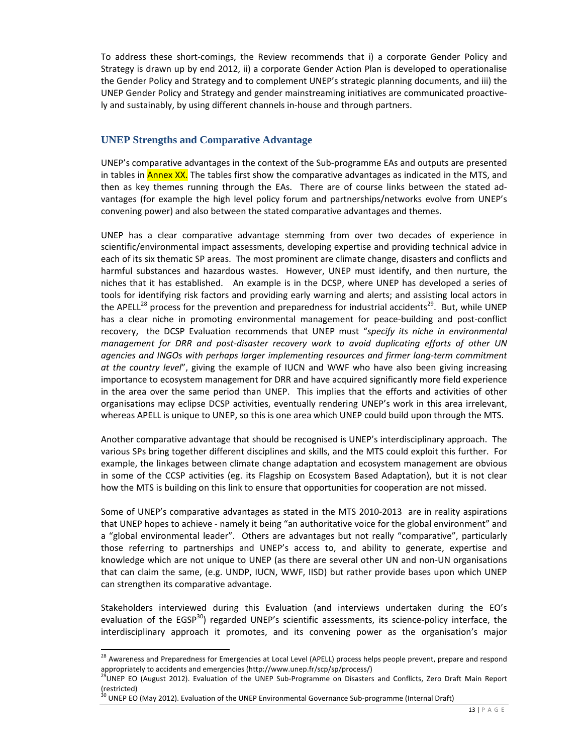To address these short-comings, the Review recommends that i) a corporate Gender Policy and Strategy is drawn up by end 2012, ii) a corporate Gender Action Plan is developed to operationalise the Gender Policy and Strategy and to complement UNEP's strategic planning documents, and iii) the UNEP Gender Policy and Strategy and gender mainstreaming initiatives are communicated proactively and sustainably, by using different channels in-house and through partners.

## UNEP Strengths and Comparative Advantage

UNEP's comparative advantages in the context of the Sub-programme EAs and outputs are presented in tables in Annex XX. The tables first show the comparative advantages as indicated in the MTS, and then as key themes running through the EAs. There are of course links between the stated advantages (for example the high level policy forum and partnerships/networks evolve from UNEP's convening power) and also between the stated comparative advantages and themes.

UNEP has a clear comparative advantage stemming from over two decades of experience in scientific/environmental impact assessments, developing expertise and providing technical advice in each of its six thematic SP areas. The most prominent are climate change, disasters and conflicts and harmful substances and hazardous wastes. However, UNEP must identify, and then nurture, the niches that it has established. An example is in the DCSP, where UNEP has developed a series of tools for identifying risk factors and providing early warning and alerts; and assisting local actors in the APELL[28] process for the prevention and preparedness for industrial accidents[29]. But, while UNEP has a clear niche in promoting environmental management for peace-building and post-conflict recovery, the DCSP Evaluation recommends that UNEP must "*specify its niche in environmental management for DRR and post-disaster recovery work to avoid duplicating efforts of other UN agencies and INGOs with perhaps larger implementing resources and firmer long-term commitment at the country level*", giving the example of IUCN and WWF who have also been giving increasing importance to ecosystem management for DRR and have acquired significantly more field experience in the area over the same period than UNEP. This implies that the efforts and activities of other organisations may eclipse DCSP activities, eventually rendering UNEP's work in this area irrelevant, whereas APELL is unique to UNEP, so this is one area which UNEP could build upon through the MTS.

Another comparative advantage that should be recognised is UNEP's interdisciplinary approach. The various SPs bring together different disciplines and skills, and the MTS could exploit this further. For example, the linkages between climate change adaptation and ecosystem management are obvious in some of the CCSP activities (eg. its Flagship on Ecosystem Based Adaptation), but it is not clear how the MTS is building on this link to ensure that opportunities for cooperation are not missed.

Some of UNEP's comparative advantages as stated in the MTS 2010-2013 are in reality aspirations that UNEP hopes to achieve - namely it being "an authoritative voice for the global environment" and a "global environmental leader". Others are advantages but not really "comparative", particularly those referring to partnerships and UNEP's access to, and ability to generate, expertise and knowledge which are not unique to UNEP (as there are several other UN and non-UN organisations that can claim the same, (e.g. UNDP, IUCN, WWF, IISD) but rather provide bases upon which UNEP can strengthen its comparative advantage.

Stakeholders interviewed during this Evaluation (and interviews undertaken during the EO's evaluation of the EGSP[30]) regarded UNEP's scientific assessments, its science-policy interface, the interdisciplinary approach it promotes, and its convening power as the organisation's major

---

[28] Awareness and Preparedness for Emergencies at Local Level (APELL) process helps people prevent, prepare and respond appropriately to accidents and emergencies (http://www.unep.fr/scp/sp/process/)

[29] UNEP EO (August 2012). Evaluation of the UNEP Sub-Programme on Disasters and Conflicts, Zero Draft Main Report (restricted)

[30] UNEP EO (May 2012). Evaluation of the UNEP Environmental Governance Sub-programme (Internal Draft)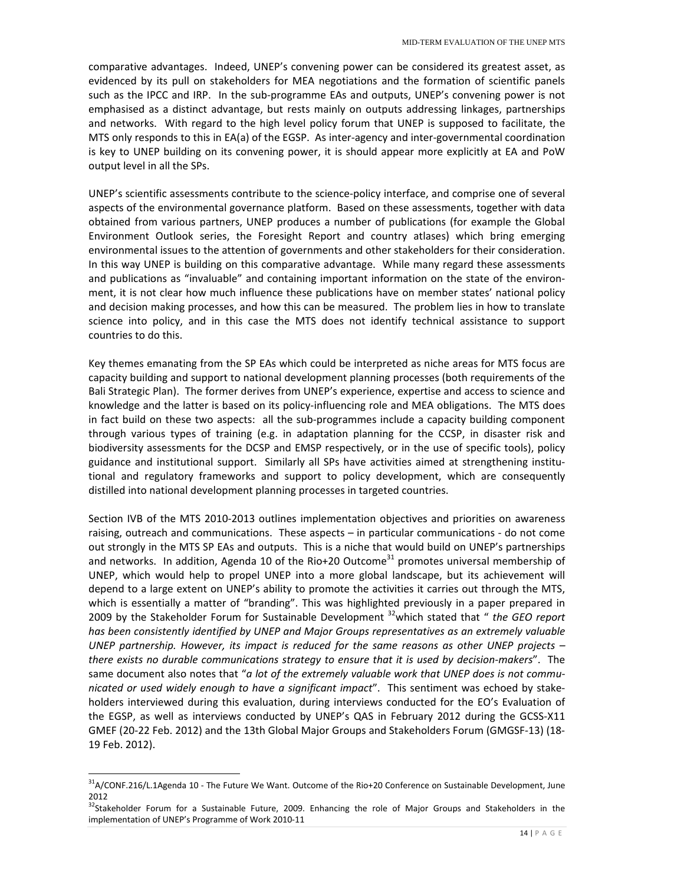comparative advantages. Indeed, UNEP's convening power can be considered its greatest asset, as evidenced by its pull on stakeholders for MEA negotiations and the formation of scientific panels such as the IPCC and IRP. In the sub-programme EAs and outputs, UNEP's convening power is not emphasised as a distinct advantage, but rests mainly on outputs addressing linkages, partnerships and networks. With regard to the high level policy forum that UNEP is supposed to facilitate, the MTS only responds to this in EA(a) of the EGSP. As inter-agency and inter-governmental coordination is key to UNEP building on its convening power, it is should appear more explicitly at EA and PoW output level in all the SPs.

UNEP's scientific assessments contribute to the science-policy interface, and comprise one of several aspects of the environmental governance platform. Based on these assessments, together with data obtained from various partners, UNEP produces a number of publications (for example the Global Environment Outlook series, the Foresight Report and country atlases) which bring emerging environmental issues to the attention of governments and other stakeholders for their consideration. In this way UNEP is building on this comparative advantage. While many regard these assessments and publications as "invaluable" and containing important information on the state of the environment, it is not clear how much influence these publications have on member states' national policy and decision making processes, and how this can be measured. The problem lies in how to translate science into policy, and in this case the MTS does not identify technical assistance to support countries to do this.

Key themes emanating from the SP EAs which could be interpreted as niche areas for MTS focus are capacity building and support to national development planning processes (both requirements of the Bali Strategic Plan). The former derives from UNEP's experience, expertise and access to science and knowledge and the latter is based on its policy-influencing role and MEA obligations. The MTS does in fact build on these two aspects: all the sub-programmes include a capacity building component through various types of training (e.g. in adaptation planning for the CCSP, in disaster risk and biodiversity assessments for the DCSP and EMSP respectively, or in the use of specific tools), policy guidance and institutional support. Similarly all SPs have activities aimed at strengthening institutional and regulatory frameworks and support to policy development, which are consequently distilled into national development planning processes in targeted countries.

Section IVB of the MTS 2010-2013 outlines implementation objectives and priorities on awareness raising, outreach and communications. These aspects – in particular communications - do not come out strongly in the MTS SP EAs and outputs. This is a niche that would build on UNEP's partnerships and networks. In addition, Agenda 10 of the Rio+20 Outcome[31] promotes universal membership of UNEP, which would help to propel UNEP into a more global landscape, but its achievement will depend to a large extent on UNEP's ability to promote the activities it carries out through the MTS, which is essentially a matter of "branding". This was highlighted previously in a paper prepared in 2009 by the Stakeholder Forum for Sustainable Development [32]which stated that " *the GEO report has been consistently identified by UNEP and Major Groups representatives as an extremely valuable UNEP partnership. However, its impact is reduced for the same reasons as other UNEP projects – there exists no durable communications strategy to ensure that it is used by decision-makers*". The same document also notes that "*a lot of the extremely valuable work that UNEP does is not communicated or used widely enough to have a significant impact*". This sentiment was echoed by stakeholders interviewed during this evaluation, during interviews conducted for the EO's Evaluation of the EGSP, as well as interviews conducted by UNEP's QAS in February 2012 during the GCSS-X11 GMEF (20-22 Feb. 2012) and the 13th Global Major Groups and Stakeholders Forum (GMGSF-13) (18-19 Feb. 2012).

---

[31] A/CONF.216/L.1Agenda 10 - The Future We Want. Outcome of the Rio+20 Conference on Sustainable Development, June 2012

[32] Stakeholder Forum for a Sustainable Future, 2009. Enhancing the role of Major Groups and Stakeholders in the implementation of UNEP's Programme of Work 2010-11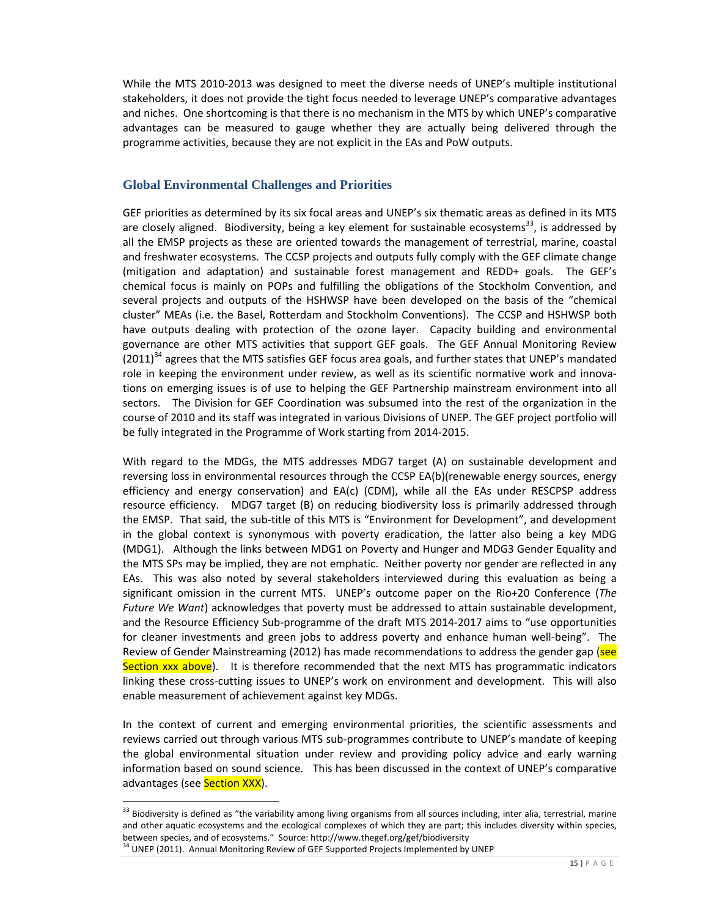While the MTS 2010-2013 was designed to meet the diverse needs of UNEP's multiple institutional stakeholders, it does not provide the tight focus needed to leverage UNEP's comparative advantages and niches. One shortcoming is that there is no mechanism in the MTS by which UNEP's comparative advantages can be measured to gauge whether they are actually being delivered through the programme activities, because they are not explicit in the EAs and PoW outputs.

## Global Environmental Challenges and Priorities

GEF priorities as determined by its six focal areas and UNEP's six thematic areas as defined in its MTS are closely aligned. Biodiversity, being a key element for sustainable ecosystems[33], is addressed by all the EMSP projects as these are oriented towards the management of terrestrial, marine, coastal and freshwater ecosystems. The CCSP projects and outputs fully comply with the GEF climate change (mitigation and adaptation) and sustainable forest management and REDD+ goals. The GEF's chemical focus is mainly on POPs and fulfilling the obligations of the Stockholm Convention, and several projects and outputs of the HSHWSP have been developed on the basis of the "chemical cluster" MEAs (i.e. the Basel, Rotterdam and Stockholm Conventions). The CCSP and HSHWSP both have outputs dealing with protection of the ozone layer. Capacity building and environmental governance are other MTS activities that support GEF goals. The GEF Annual Monitoring Review (2011)[34] agrees that the MTS satisfies GEF focus area goals, and further states that UNEP's mandated role in keeping the environment under review, as well as its scientific normative work and innovations on emerging issues is of use to helping the GEF Partnership mainstream environment into all sectors. The Division for GEF Coordination was subsumed into the rest of the organization in the course of 2010 and its staff was integrated in various Divisions of UNEP. The GEF project portfolio will be fully integrated in the Programme of Work starting from 2014-2015.

With regard to the MDGs, the MTS addresses MDG7 target (A) on sustainable development and reversing loss in environmental resources through the CCSP EA(b)(renewable energy sources, energy efficiency and energy conservation) and EA(c) (CDM), while all the EAs under RESCPSP address resource efficiency. MDG7 target (B) on reducing biodiversity loss is primarily addressed through the EMSP. That said, the sub-title of this MTS is "Environment for Development", and development in the global context is synonymous with poverty eradication, the latter also being a key MDG (MDG1). Although the links between MDG1 on Poverty and Hunger and MDG3 Gender Equality and the MTS SPs may be implied, they are not emphatic. Neither poverty nor gender are reflected in any EAs. This was also noted by several stakeholders interviewed during this evaluation as being a significant omission in the current MTS. UNEP's outcome paper on the Rio+20 Conference (*The Future We Want*) acknowledges that poverty must be addressed to attain sustainable development, and the Resource Efficiency Sub-programme of the draft MTS 2014-2017 aims to "use opportunities for cleaner investments and green jobs to address poverty and enhance human well-being". The Review of Gender Mainstreaming (2012) has made recommendations to address the gender gap (see Section xxx above). It is therefore recommended that the next MTS has programmatic indicators linking these cross-cutting issues to UNEP's work on environment and development. This will also enable measurement of achievement against key MDGs.

In the context of current and emerging environmental priorities, the scientific assessments and reviews carried out through various MTS sub-programmes contribute to UNEP's mandate of keeping the global environmental situation under review and providing policy advice and early warning information based on sound science. This has been discussed in the context of UNEP's comparative advantages (see Section XXX).

---

[33] Biodiversity is defined as "the variability among living organisms from all sources including, inter alia, terrestrial, marine and other aquatic ecosystems and the ecological complexes of which they are part; this includes diversity within species, between species, and of ecosystems." Source: http://www.thegef.org/gef/biodiversity

[34] UNEP (2011). Annual Monitoring Review of GEF Supported Projects Implemented by UNEP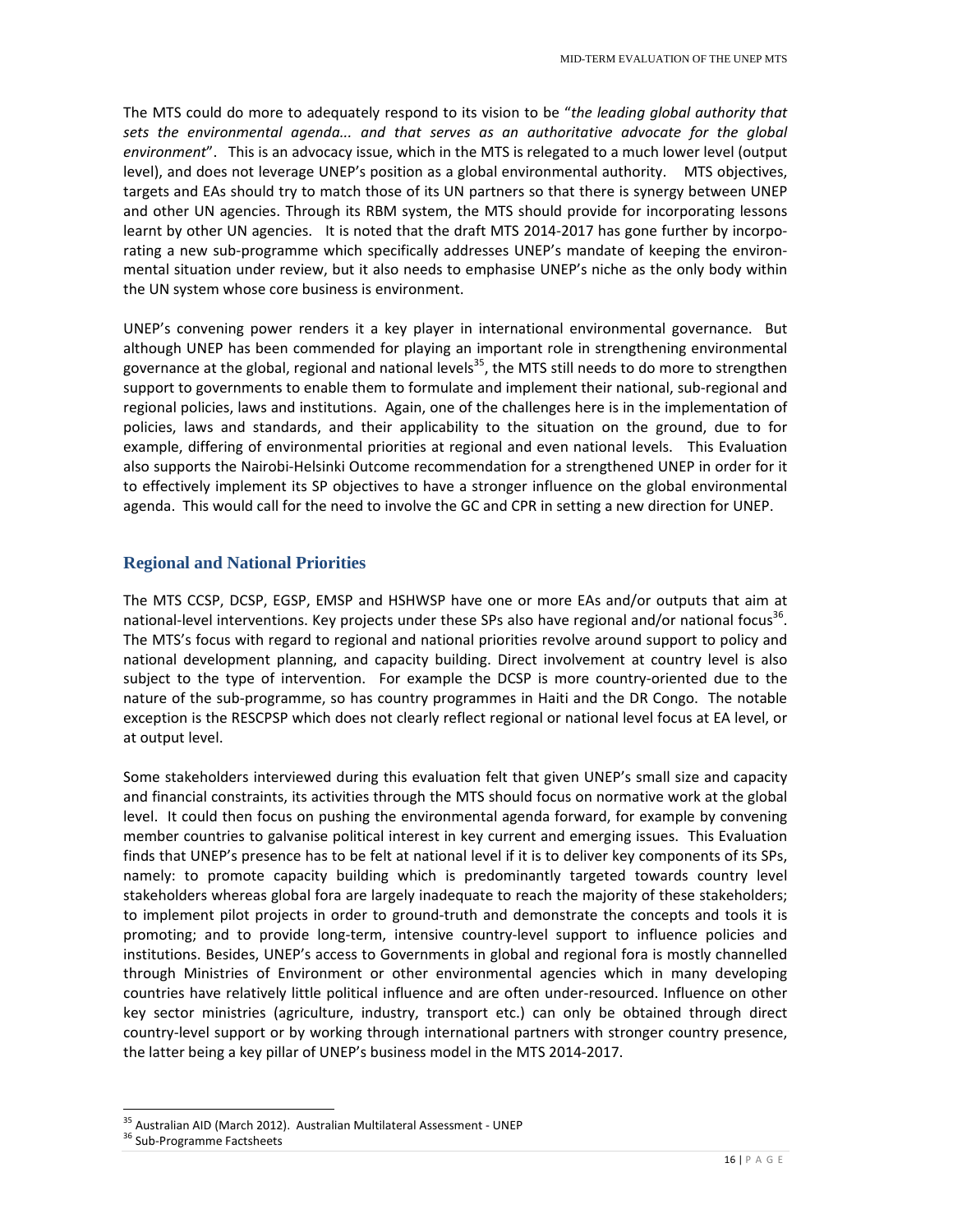The MTS could do more to adequately respond to its vision to be "*the leading global authority that sets the environmental agenda... and that serves as an authoritative advocate for the global environment*". This is an advocacy issue, which in the MTS is relegated to a much lower level (output level), and does not leverage UNEP's position as a global environmental authority. MTS objectives, targets and EAs should try to match those of its UN partners so that there is synergy between UNEP and other UN agencies. Through its RBM system, the MTS should provide for incorporating lessons learnt by other UN agencies. It is noted that the draft MTS 2014-2017 has gone further by incorporating a new sub-programme which specifically addresses UNEP's mandate of keeping the environmental situation under review, but it also needs to emphasise UNEP's niche as the only body within the UN system whose core business is environment.

UNEP's convening power renders it a key player in international environmental governance. But although UNEP has been commended for playing an important role in strengthening environmental governance at the global, regional and national levels[35], the MTS still needs to do more to strengthen support to governments to enable them to formulate and implement their national, sub-regional and regional policies, laws and institutions. Again, one of the challenges here is in the implementation of policies, laws and standards, and their applicability to the situation on the ground, due to for example, differing of environmental priorities at regional and even national levels. This Evaluation also supports the Nairobi-Helsinki Outcome recommendation for a strengthened UNEP in order for it to effectively implement its SP objectives to have a stronger influence on the global environmental agenda. This would call for the need to involve the GC and CPR in setting a new direction for UNEP.

## Regional and National Priorities

The MTS CCSP, DCSP, EGSP, EMSP and HSHWSP have one or more EAs and/or outputs that aim at national-level interventions. Key projects under these SPs also have regional and/or national focus[36]. The MTS's focus with regard to regional and national priorities revolve around support to policy and national development planning, and capacity building. Direct involvement at country level is also subject to the type of intervention. For example the DCSP is more country-oriented due to the nature of the sub-programme, so has country programmes in Haiti and the DR Congo. The notable exception is the RESCPSP which does not clearly reflect regional or national level focus at EA level, or at output level.

Some stakeholders interviewed during this evaluation felt that given UNEP's small size and capacity and financial constraints, its activities through the MTS should focus on normative work at the global level. It could then focus on pushing the environmental agenda forward, for example by convening member countries to galvanise political interest in key current and emerging issues. This Evaluation finds that UNEP's presence has to be felt at national level if it is to deliver key components of its SPs, namely: to promote capacity building which is predominantly targeted towards country level stakeholders whereas global fora are largely inadequate to reach the majority of these stakeholders; to implement pilot projects in order to ground-truth and demonstrate the concepts and tools it is promoting; and to provide long-term, intensive country-level support to influence policies and institutions. Besides, UNEP's access to Governments in global and regional fora is mostly channelled through Ministries of Environment or other environmental agencies which in many developing countries have relatively little political influence and are often under-resourced. Influence on other key sector ministries (agriculture, industry, transport etc.) can only be obtained through direct country-level support or by working through international partners with stronger country presence, the latter being a key pillar of UNEP's business model in the MTS 2014-2017.

[35] Australian AID (March 2012). Australian Multilateral Assessment - UNEP

[36] Sub-Programme Factsheets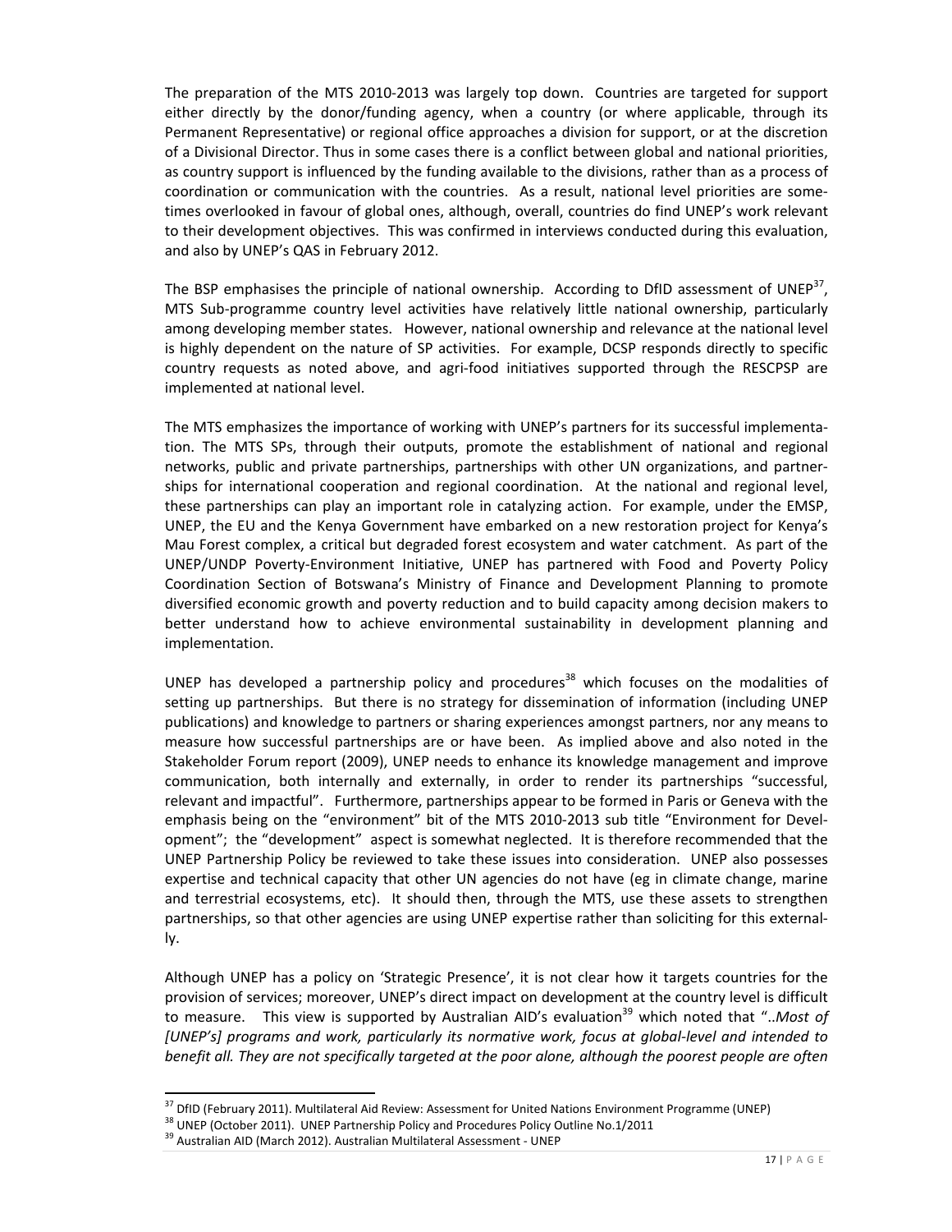The preparation of the MTS 2010-2013 was largely top down. Countries are targeted for support either directly by the donor/funding agency, when a country (or where applicable, through its Permanent Representative) or regional office approaches a division for support, or at the discretion of a Divisional Director. Thus in some cases there is a conflict between global and national priorities, as country support is influenced by the funding available to the divisions, rather than as a process of coordination or communication with the countries. As a result, national level priorities are sometimes overlooked in favour of global ones, although, overall, countries do find UNEP's work relevant to their development objectives. This was confirmed in interviews conducted during this evaluation, and also by UNEP's QAS in February 2012.

The BSP emphasises the principle of national ownership. According to DfID assessment of UNEP[37], MTS Sub-programme country level activities have relatively little national ownership, particularly among developing member states. However, national ownership and relevance at the national level is highly dependent on the nature of SP activities. For example, DCSP responds directly to specific country requests as noted above, and agri-food initiatives supported through the RESCPSP are implemented at national level.

The MTS emphasizes the importance of working with UNEP's partners for its successful implementation. The MTS SPs, through their outputs, promote the establishment of national and regional networks, public and private partnerships, partnerships with other UN organizations, and partnerships for international cooperation and regional coordination. At the national and regional level, these partnerships can play an important role in catalyzing action. For example, under the EMSP, UNEP, the EU and the Kenya Government have embarked on a new restoration project for Kenya's Mau Forest complex, a critical but degraded forest ecosystem and water catchment. As part of the UNEP/UNDP Poverty-Environment Initiative, UNEP has partnered with Food and Poverty Policy Coordination Section of Botswana's Ministry of Finance and Development Planning to promote diversified economic growth and poverty reduction and to build capacity among decision makers to better understand how to achieve environmental sustainability in development planning and implementation.

UNEP has developed a partnership policy and procedures[38] which focuses on the modalities of setting up partnerships. But there is no strategy for dissemination of information (including UNEP publications) and knowledge to partners or sharing experiences amongst partners, nor any means to measure how successful partnerships are or have been. As implied above and also noted in the Stakeholder Forum report (2009), UNEP needs to enhance its knowledge management and improve communication, both internally and externally, in order to render its partnerships "successful, relevant and impactful". Furthermore, partnerships appear to be formed in Paris or Geneva with the emphasis being on the "environment" bit of the MTS 2010-2013 sub title "Environment for Development"; the "development" aspect is somewhat neglected. It is therefore recommended that the UNEP Partnership Policy be reviewed to take these issues into consideration. UNEP also possesses expertise and technical capacity that other UN agencies do not have (eg in climate change, marine and terrestrial ecosystems, etc). It should then, through the MTS, use these assets to strengthen partnerships, so that other agencies are using UNEP expertise rather than soliciting for this externally.

Although UNEP has a policy on 'Strategic Presence', it is not clear how it targets countries for the provision of services; moreover, UNEP's direct impact on development at the country level is difficult to measure. This view is supported by Australian AID's evaluation[39] which noted that "..*Most of [UNEP's] programs and work, particularly its normative work, focus at global-level and intended to benefit all. They are not specifically targeted at the poor alone, although the poorest people are often*

---

[37] DfID (February 2011). Multilateral Aid Review: Assessment for United Nations Environment Programme (UNEP)

[38] UNEP (October 2011). UNEP Partnership Policy and Procedures Policy Outline No.1/2011

[39] Australian AID (March 2012). Australian Multilateral Assessment - UNEP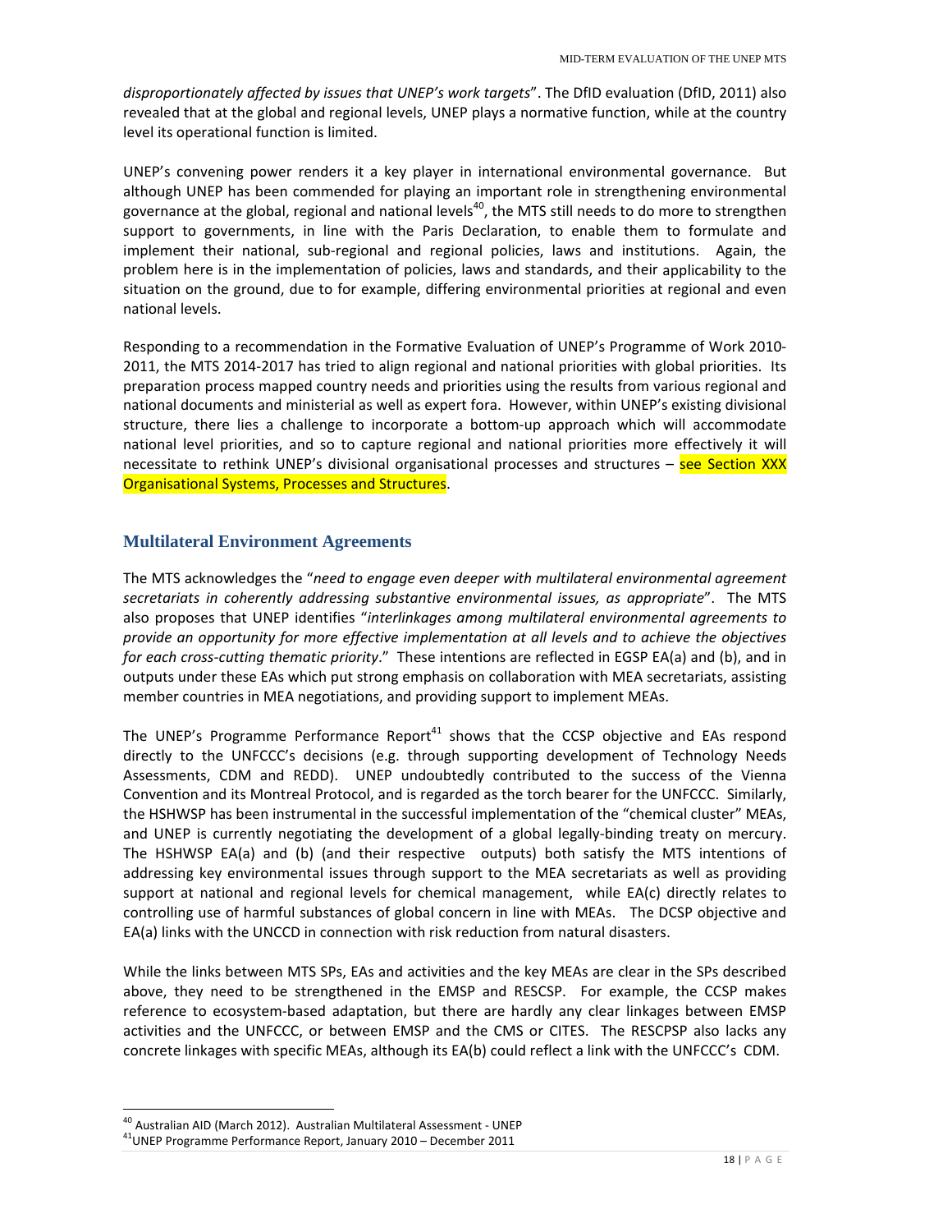*disproportionately affected by issues that UNEP's work targets*". The DfID evaluation (DfID, 2011) also revealed that at the global and regional levels, UNEP plays a normative function, while at the country level its operational function is limited.

UNEP's convening power renders it a key player in international environmental governance. But although UNEP has been commended for playing an important role in strengthening environmental governance at the global, regional and national levels[40], the MTS still needs to do more to strengthen support to governments, in line with the Paris Declaration, to enable them to formulate and implement their national, sub-regional and regional policies, laws and institutions. Again, the problem here is in the implementation of policies, laws and standards, and their applicability to the situation on the ground, due to for example, differing environmental priorities at regional and even national levels.

Responding to a recommendation in the Formative Evaluation of UNEP's Programme of Work 2010-2011, the MTS 2014-2017 has tried to align regional and national priorities with global priorities. Its preparation process mapped country needs and priorities using the results from various regional and national documents and ministerial as well as expert fora. However, within UNEP's existing divisional structure, there lies a challenge to incorporate a bottom-up approach which will accommodate national level priorities, and so to capture regional and national priorities more effectively it will necessitate to rethink UNEP's divisional organisational processes and structures – see Section XXX Organisational Systems, Processes and Structures.

## Multilateral Environment Agreements

The MTS acknowledges the "*need to engage even deeper with multilateral environmental agreement secretariats in coherently addressing substantive environmental issues, as appropriate*". The MTS also proposes that UNEP identifies "*interlinkages among multilateral environmental agreements to provide an opportunity for more effective implementation at all levels and to achieve the objectives for each cross-cutting thematic priority*." These intentions are reflected in EGSP EA(a) and (b), and in outputs under these EAs which put strong emphasis on collaboration with MEA secretariats, assisting member countries in MEA negotiations, and providing support to implement MEAs.

The UNEP's Programme Performance Report[41] shows that the CCSP objective and EAs respond directly to the UNFCCC's decisions (e.g. through supporting development of Technology Needs Assessments, CDM and REDD). UNEP undoubtedly contributed to the success of the Vienna Convention and its Montreal Protocol, and is regarded as the torch bearer for the UNFCCC. Similarly, the HSHWSP has been instrumental in the successful implementation of the "chemical cluster" MEAs, and UNEP is currently negotiating the development of a global legally-binding treaty on mercury. The HSHWSP EA(a) and (b) (and their respective outputs) both satisfy the MTS intentions of addressing key environmental issues through support to the MEA secretariats as well as providing support at national and regional levels for chemical management, while EA(c) directly relates to controlling use of harmful substances of global concern in line with MEAs. The DCSP objective and EA(a) links with the UNCCD in connection with risk reduction from natural disasters.

While the links between MTS SPs, EAs and activities and the key MEAs are clear in the SPs described above, they need to be strengthened in the EMSP and RESCSP. For example, the CCSP makes reference to ecosystem-based adaptation, but there are hardly any clear linkages between EMSP activities and the UNFCCC, or between EMSP and the CMS or CITES. The RESCPSP also lacks any concrete linkages with specific MEAs, although its EA(b) could reflect a link with the UNFCCC's CDM.

[40] Australian AID (March 2012). Australian Multilateral Assessment - UNEP

[41] UNEP Programme Performance Report, January 2010 – December 2011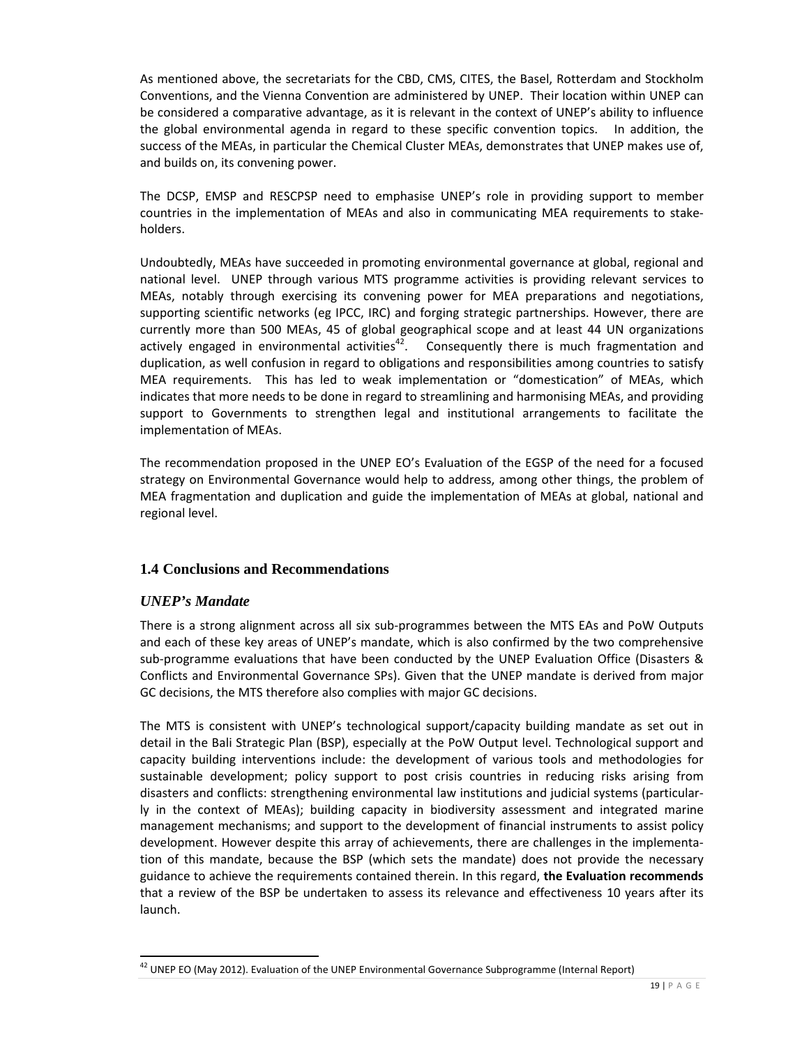As mentioned above, the secretariats for the CBD, CMS, CITES, the Basel, Rotterdam and Stockholm Conventions, and the Vienna Convention are administered by UNEP. Their location within UNEP can be considered a comparative advantage, as it is relevant in the context of UNEP's ability to influence the global environmental agenda in regard to these specific convention topics. In addition, the success of the MEAs, in particular the Chemical Cluster MEAs, demonstrates that UNEP makes use of, and builds on, its convening power.

The DCSP, EMSP and RESCPSP need to emphasise UNEP's role in providing support to member countries in the implementation of MEAs and also in communicating MEA requirements to stakeholders.

Undoubtedly, MEAs have succeeded in promoting environmental governance at global, regional and national level. UNEP through various MTS programme activities is providing relevant services to MEAs, notably through exercising its convening power for MEA preparations and negotiations, supporting scientific networks (eg IPCC, IRC) and forging strategic partnerships. However, there are currently more than 500 MEAs, 45 of global geographical scope and at least 44 UN organizations actively engaged in environmental activities[42]. Consequently there is much fragmentation and duplication, as well confusion in regard to obligations and responsibilities among countries to satisfy MEA requirements. This has led to weak implementation or "domestication" of MEAs, which indicates that more needs to be done in regard to streamlining and harmonising MEAs, and providing support to Governments to strengthen legal and institutional arrangements to facilitate the implementation of MEAs.

The recommendation proposed in the UNEP EO's Evaluation of the EGSP of the need for a focused strategy on Environmental Governance would help to address, among other things, the problem of MEA fragmentation and duplication and guide the implementation of MEAs at global, national and regional level.

## 1.4 Conclusions and Recommendations

### *UNEP's Mandate*

There is a strong alignment across all six sub-programmes between the MTS EAs and PoW Outputs and each of these key areas of UNEP's mandate, which is also confirmed by the two comprehensive sub-programme evaluations that have been conducted by the UNEP Evaluation Office (Disasters & Conflicts and Environmental Governance SPs). Given that the UNEP mandate is derived from major GC decisions, the MTS therefore also complies with major GC decisions.

The MTS is consistent with UNEP's technological support/capacity building mandate as set out in detail in the Bali Strategic Plan (BSP), especially at the PoW Output level. Technological support and capacity building interventions include: the development of various tools and methodologies for sustainable development; policy support to post crisis countries in reducing risks arising from disasters and conflicts: strengthening environmental law institutions and judicial systems (particularly in the context of MEAs); building capacity in biodiversity assessment and integrated marine management mechanisms; and support to the development of financial instruments to assist policy development. However despite this array of achievements, there are challenges in the implementation of this mandate, because the BSP (which sets the mandate) does not provide the necessary guidance to achieve the requirements contained therein. In this regard, **the Evaluation recommends** that a review of the BSP be undertaken to assess its relevance and effectiveness 10 years after its launch.

[42] UNEP EO (May 2012). Evaluation of the UNEP Environmental Governance Subprogramme (Internal Report)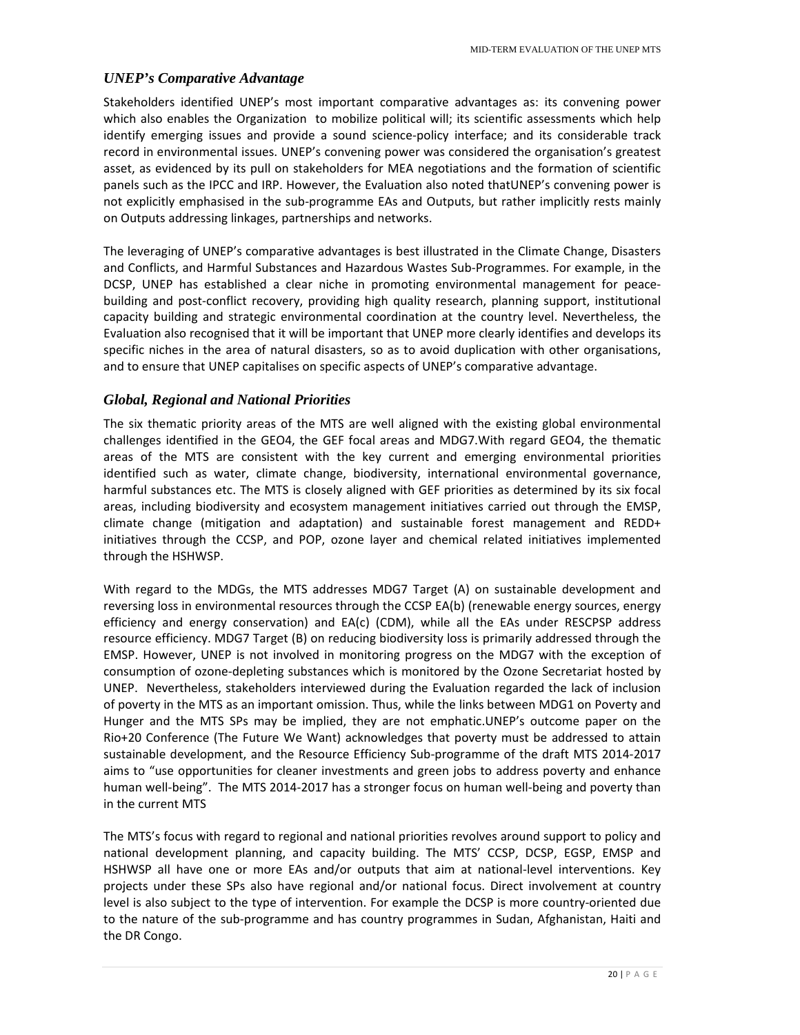### *UNEP's Comparative Advantage*

Stakeholders identified UNEP's most important comparative advantages as: its convening power which also enables the Organization to mobilize political will; its scientific assessments which help identify emerging issues and provide a sound science-policy interface; and its considerable track record in environmental issues. UNEP's convening power was considered the organisation's greatest asset, as evidenced by its pull on stakeholders for MEA negotiations and the formation of scientific panels such as the IPCC and IRP. However, the Evaluation also noted thatUNEP's convening power is not explicitly emphasised in the sub-programme EAs and Outputs, but rather implicitly rests mainly on Outputs addressing linkages, partnerships and networks.

The leveraging of UNEP's comparative advantages is best illustrated in the Climate Change, Disasters and Conflicts, and Harmful Substances and Hazardous Wastes Sub-Programmes. For example, in the DCSP, UNEP has established a clear niche in promoting environmental management for peace-building and post-conflict recovery, providing high quality research, planning support, institutional capacity building and strategic environmental coordination at the country level. Nevertheless, the Evaluation also recognised that it will be important that UNEP more clearly identifies and develops its specific niches in the area of natural disasters, so as to avoid duplication with other organisations, and to ensure that UNEP capitalises on specific aspects of UNEP's comparative advantage.

### *Global, Regional and National Priorities*

The six thematic priority areas of the MTS are well aligned with the existing global environmental challenges identified in the GEO4, the GEF focal areas and MDG7.With regard GEO4, the thematic areas of the MTS are consistent with the key current and emerging environmental priorities identified such as water, climate change, biodiversity, international environmental governance, harmful substances etc. The MTS is closely aligned with GEF priorities as determined by its six focal areas, including biodiversity and ecosystem management initiatives carried out through the EMSP, climate change (mitigation and adaptation) and sustainable forest management and REDD+ initiatives through the CCSP, and POP, ozone layer and chemical related initiatives implemented through the HSHWSP.

With regard to the MDGs, the MTS addresses MDG7 Target (A) on sustainable development and reversing loss in environmental resources through the CCSP EA(b) (renewable energy sources, energy efficiency and energy conservation) and EA(c) (CDM), while all the EAs under RESCPSP address resource efficiency. MDG7 Target (B) on reducing biodiversity loss is primarily addressed through the EMSP. However, UNEP is not involved in monitoring progress on the MDG7 with the exception of consumption of ozone-depleting substances which is monitored by the Ozone Secretariat hosted by UNEP. Nevertheless, stakeholders interviewed during the Evaluation regarded the lack of inclusion of poverty in the MTS as an important omission. Thus, while the links between MDG1 on Poverty and Hunger and the MTS SPs may be implied, they are not emphatic.UNEP's outcome paper on the Rio+20 Conference (The Future We Want) acknowledges that poverty must be addressed to attain sustainable development, and the Resource Efficiency Sub-programme of the draft MTS 2014-2017 aims to "use opportunities for cleaner investments and green jobs to address poverty and enhance human well-being". The MTS 2014-2017 has a stronger focus on human well-being and poverty than in the current MTS

The MTS's focus with regard to regional and national priorities revolves around support to policy and national development planning, and capacity building. The MTS' CCSP, DCSP, EGSP, EMSP and HSHWSP all have one or more EAs and/or outputs that aim at national-level interventions. Key projects under these SPs also have regional and/or national focus. Direct involvement at country level is also subject to the type of intervention. For example the DCSP is more country-oriented due to the nature of the sub-programme and has country programmes in Sudan, Afghanistan, Haiti and the DR Congo.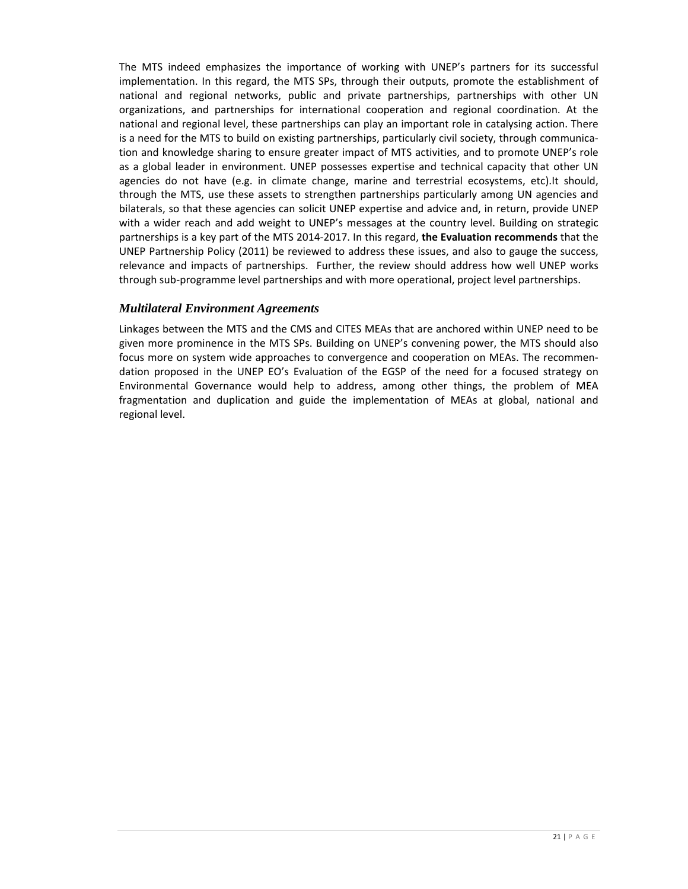The MTS indeed emphasizes the importance of working with UNEP's partners for its successful implementation. In this regard, the MTS SPs, through their outputs, promote the establishment of national and regional networks, public and private partnerships, partnerships with other UN organizations, and partnerships for international cooperation and regional coordination. At the national and regional level, these partnerships can play an important role in catalysing action. There is a need for the MTS to build on existing partnerships, particularly civil society, through communication and knowledge sharing to ensure greater impact of MTS activities, and to promote UNEP's role as a global leader in environment. UNEP possesses expertise and technical capacity that other UN agencies do not have (e.g. in climate change, marine and terrestrial ecosystems, etc).It should, through the MTS, use these assets to strengthen partnerships particularly among UN agencies and bilaterals, so that these agencies can solicit UNEP expertise and advice and, in return, provide UNEP with a wider reach and add weight to UNEP's messages at the country level. Building on strategic partnerships is a key part of the MTS 2014-2017. In this regard, **the Evaluation recommends** that the UNEP Partnership Policy (2011) be reviewed to address these issues, and also to gauge the success, relevance and impacts of partnerships. Further, the review should address how well UNEP works through sub-programme level partnerships and with more operational, project level partnerships.

### *Multilateral Environment Agreements*

Linkages between the MTS and the CMS and CITES MEAs that are anchored within UNEP need to be given more prominence in the MTS SPs. Building on UNEP's convening power, the MTS should also focus more on system wide approaches to convergence and cooperation on MEAs. The recommendation proposed in the UNEP EO's Evaluation of the EGSP of the need for a focused strategy on Environmental Governance would help to address, among other things, the problem of MEA fragmentation and duplication and guide the implementation of MEAs at global, national and regional level.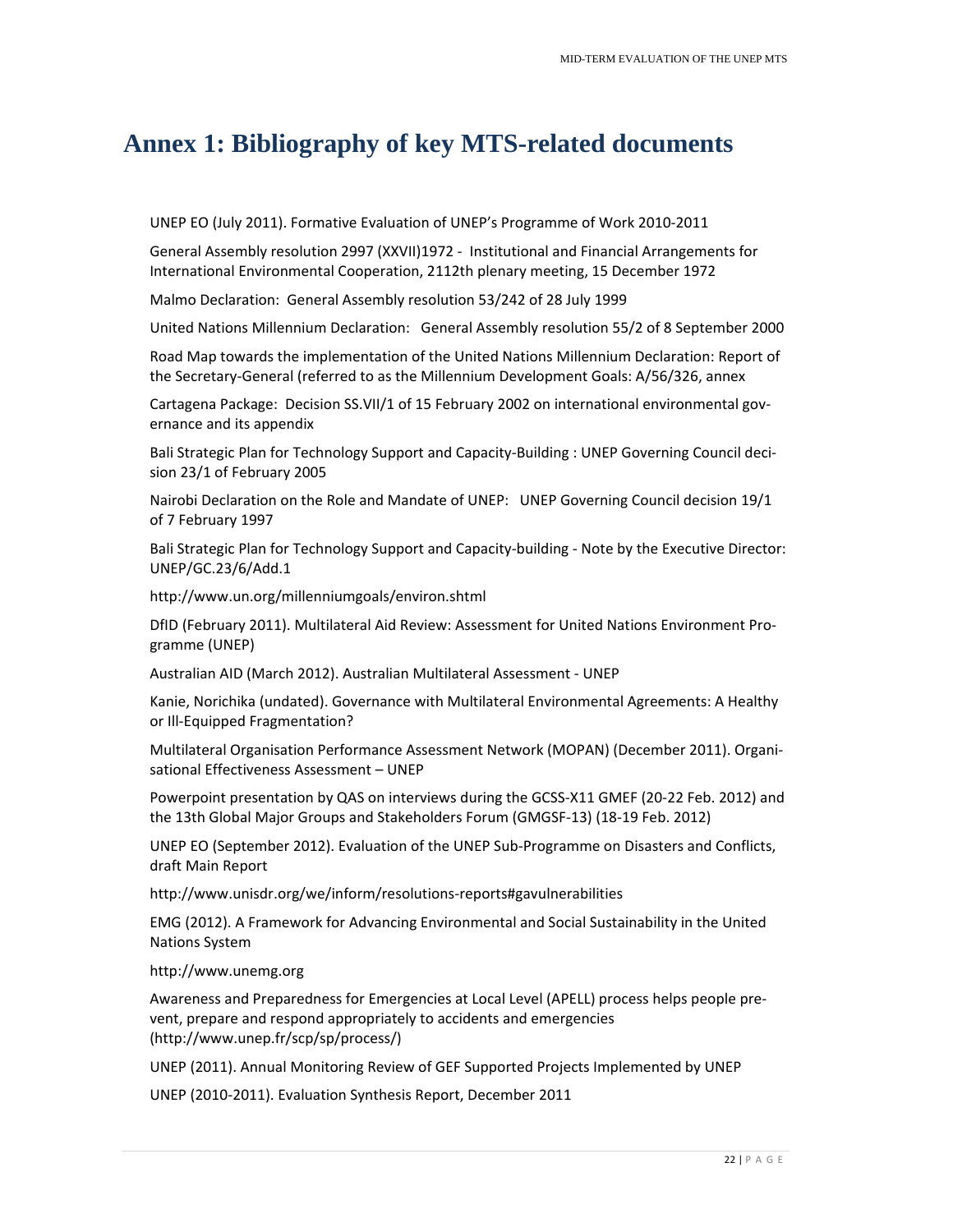# Annex 1: Bibliography of key MTS-related documents

UNEP EO (July 2011). Formative Evaluation of UNEP's Programme of Work 2010-2011

General Assembly resolution 2997 (XXVII)1972 - Institutional and Financial Arrangements for International Environmental Cooperation, 2112th plenary meeting, 15 December 1972

Malmo Declaration: General Assembly resolution 53/242 of 28 July 1999

United Nations Millennium Declaration: General Assembly resolution 55/2 of 8 September 2000

Road Map towards the implementation of the United Nations Millennium Declaration: Report of the Secretary-General (referred to as the Millennium Development Goals: A/56/326, annex

Cartagena Package: Decision SS.VII/1 of 15 February 2002 on international environmental governance and its appendix

Bali Strategic Plan for Technology Support and Capacity-Building : UNEP Governing Council decision 23/1 of February 2005

Nairobi Declaration on the Role and Mandate of UNEP: UNEP Governing Council decision 19/1 of 7 February 1997

Bali Strategic Plan for Technology Support and Capacity-building - Note by the Executive Director: UNEP/GC.23/6/Add.1

http://www.un.org/millenniumgoals/environ.shtml

DfID (February 2011). Multilateral Aid Review: Assessment for United Nations Environment Programme (UNEP)

Australian AID (March 2012). Australian Multilateral Assessment - UNEP

Kanie, Norichika (undated). Governance with Multilateral Environmental Agreements: A Healthy or Ill-Equipped Fragmentation?

Multilateral Organisation Performance Assessment Network (MOPAN) (December 2011). Organisational Effectiveness Assessment – UNEP

Powerpoint presentation by QAS on interviews during the GCSS-X11 GMEF (20-22 Feb. 2012) and the 13th Global Major Groups and Stakeholders Forum (GMGSF-13) (18-19 Feb. 2012)

UNEP EO (September 2012). Evaluation of the UNEP Sub-Programme on Disasters and Conflicts, draft Main Report

http://www.unisdr.org/we/inform/resolutions-reports#gavulnerabilities

EMG (2012). A Framework for Advancing Environmental and Social Sustainability in the United Nations System

http://www.unemg.org

Awareness and Preparedness for Emergencies at Local Level (APELL) process helps people prevent, prepare and respond appropriately to accidents and emergencies (http://www.unep.fr/scp/sp/process/)

UNEP (2011). Annual Monitoring Review of GEF Supported Projects Implemented by UNEP

UNEP (2010-2011). Evaluation Synthesis Report, December 2011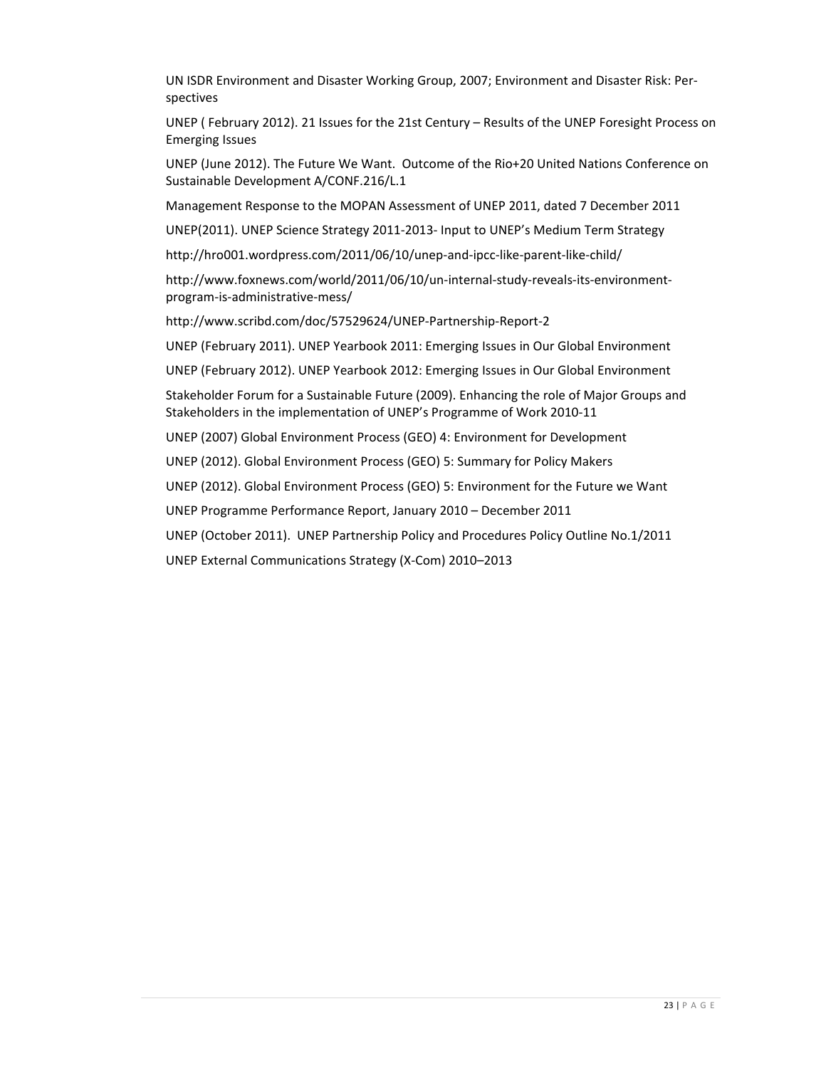UN ISDR Environment and Disaster Working Group, 2007; Environment and Disaster Risk: Perspectives

UNEP ( February 2012). 21 Issues for the 21st Century – Results of the UNEP Foresight Process on Emerging Issues

UNEP (June 2012). The Future We Want. Outcome of the Rio+20 United Nations Conference on Sustainable Development A/CONF.216/L.1

Management Response to the MOPAN Assessment of UNEP 2011, dated 7 December 2011

UNEP(2011). UNEP Science Strategy 2011-2013- Input to UNEP's Medium Term Strategy

http://hro001.wordpress.com/2011/06/10/unep-and-ipcc-like-parent-like-child/

http://www.foxnews.com/world/2011/06/10/un-internal-study-reveals-its-environment-program-is-administrative-mess/

http://www.scribd.com/doc/57529624/UNEP-Partnership-Report-2

UNEP (February 2011). UNEP Yearbook 2011: Emerging Issues in Our Global Environment

UNEP (February 2012). UNEP Yearbook 2012: Emerging Issues in Our Global Environment

Stakeholder Forum for a Sustainable Future (2009). Enhancing the role of Major Groups and Stakeholders in the implementation of UNEP's Programme of Work 2010-11

UNEP (2007) Global Environment Process (GEO) 4: Environment for Development

UNEP (2012). Global Environment Process (GEO) 5: Summary for Policy Makers

UNEP (2012). Global Environment Process (GEO) 5: Environment for the Future we Want

UNEP Programme Performance Report, January 2010 – December 2011

UNEP (October 2011). UNEP Partnership Policy and Procedures Policy Outline No.1/2011

UNEP External Communications Strategy (X-Com) 2010–2013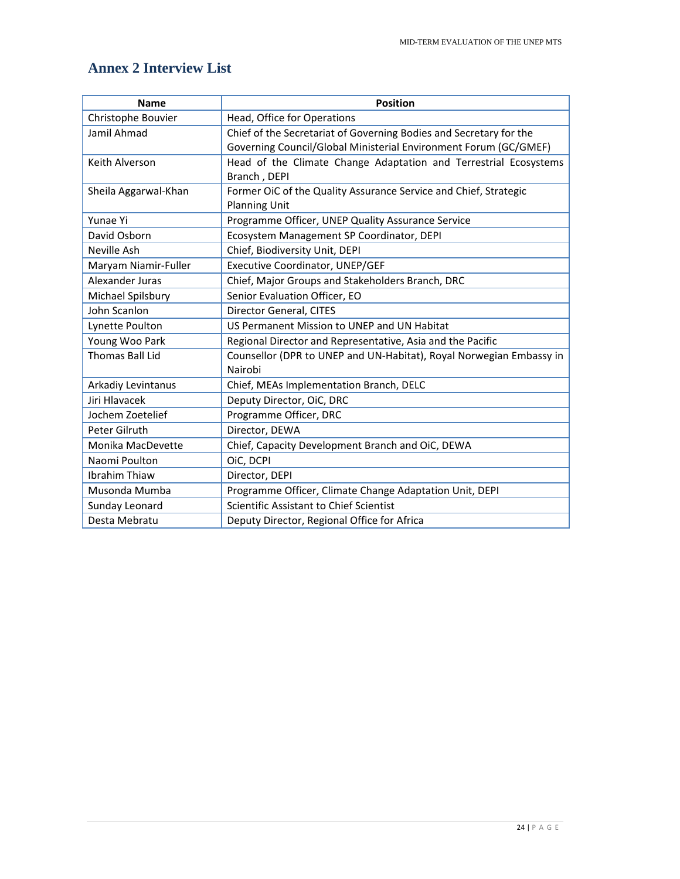## Annex 2 Interview List

| Name | Position |
| --- | --- |
| Christophe Bouvier | Head, Office for Operations |
| Jamil Ahmad | Chief of the Secretariat of Governing Bodies and Secretary for the Governing Council/Global Ministerial Environment Forum (GC/GMEF) |
| Keith Alverson | Head of the Climate Change Adaptation and Terrestrial Ecosystems Branch , DEPI |
| Sheila Aggarwal-Khan | Former OiC of the Quality Assurance Service and Chief, Strategic Planning Unit |
| Yunae Yi | Programme Officer, UNEP Quality Assurance Service |
| David Osborn | Ecosystem Management SP Coordinator, DEPI |
| Neville Ash | Chief, Biodiversity Unit, DEPI |
| Maryam Niamir-Fuller | Executive Coordinator, UNEP/GEF |
| Alexander Juras | Chief, Major Groups and Stakeholders Branch, DRC |
| Michael Spilsbury | Senior Evaluation Officer, EO |
| John Scanlon | Director General, CITES |
| Lynette Poulton | US Permanent Mission to UNEP and UN Habitat |
| Young Woo Park | Regional Director and Representative, Asia and the Pacific |
| Thomas Ball Lid | Counsellor (DPR to UNEP and UN-Habitat), Royal Norwegian Embassy in Nairobi |
| Arkadiy Levintanus | Chief, MEAs Implementation Branch, DELC |
| Jiri Hlavacek | Deputy Director, OiC, DRC |
| Jochem Zoetelief | Programme Officer, DRC |
| Peter Gilruth | Director, DEWA |
| Monika MacDevette | Chief, Capacity Development Branch and OiC, DEWA |
| Naomi Poulton | OiC, DCPI |
| Ibrahim Thiaw | Director, DEPI |
| Musonda Mumba | Programme Officer, Climate Change Adaptation Unit, DEPI |
| Sunday Leonard | Scientific Assistant to Chief Scientist |
| Desta Mebratu | Deputy Director, Regional Office for Africa |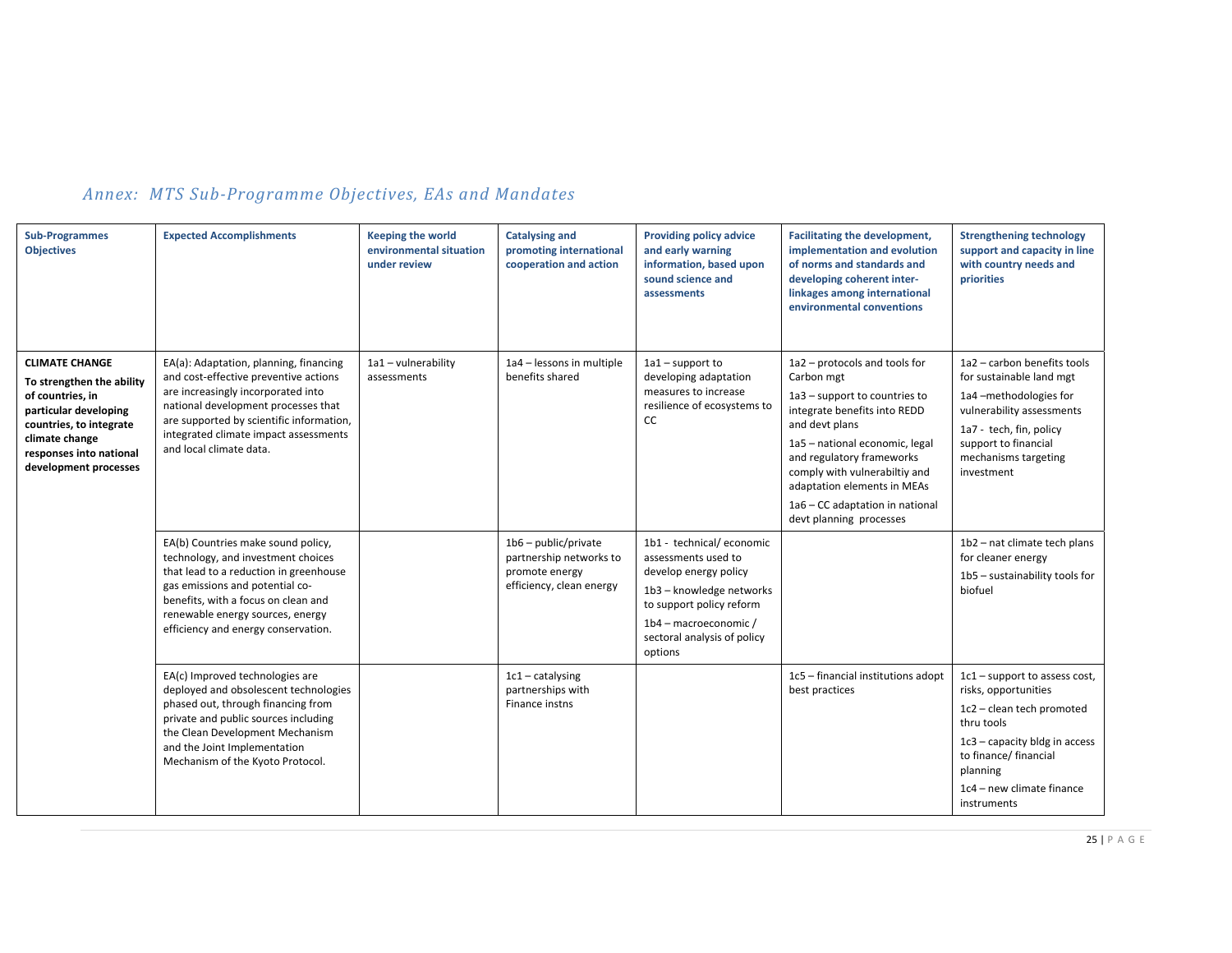## *Annex: MTS Sub-Programme Objectives, EAs and Mandates*

| Sub-Programmes Objectives | Expected Accomplishments | Keeping the world environmental situation under review | Catalysing and promoting international cooperation and action | Providing policy advice and early warning information, based upon sound science and assessments | Facilitating the development, implementation and evolution of norms and standards and developing coherent inter-linkages among international environmental conventions | Strengthening technology support and capacity in line with country needs and priorities |
|---|---|---|---|---|---|---|
| **CLIMATE CHANGE**<br>**To strengthen the ability of countries, in particular developing countries, to integrate climate change responses into national development processes** | EA(a): Adaptation, planning, financing and cost-effective preventive actions are increasingly incorporated into national development processes that are supported by scientific information, integrated climate impact assessments and local climate data. | 1a1 – vulnerability assessments | 1a4 – lessons in multiple benefits shared | 1a1 – support to developing adaptation measures to increase resilience of ecosystems to CC | 1a2 – protocols and tools for Carbon mgt<br>1a3 – support to countries to integrate benefits into REDD and devt plans<br>1a5 – national economic, legal and regulatory frameworks comply with vulnerabiltiy and adaptation elements in MEAs<br>1a6 – CC adaptation in national devt planning processes | 1a2 – carbon benefits tools for sustainable land mgt<br>1a4 –methodologies for vulnerability assessments<br>1a7 - tech, fin, policy support to financial mechanisms targeting investment |
| | EA(b) Countries make sound policy, technology, and investment choices that lead to a reduction in greenhouse gas emissions and potential co-benefits, with a focus on clean and renewable energy sources, energy efficiency and energy conservation. | | 1b6 – public/private partnership networks to promote energy efficiency, clean energy | 1b1 - technical/ economic assessments used to develop energy policy<br>1b3 – knowledge networks to support policy reform<br>1b4 – macroeconomic / sectoral analysis of policy options | | 1b2 – nat climate tech plans for cleaner energy<br>1b5 – sustainability tools for biofuel |
| | EA(c) Improved technologies are deployed and obsolescent technologies phased out, through financing from private and public sources including the Clean Development Mechanism and the Joint Implementation Mechanism of the Kyoto Protocol. | | 1c1 – catalysing partnerships with Finance instns | | 1c5 – financial institutions adopt best practices | 1c1 – support to assess cost, risks, opportunities<br>1c2 – clean tech promoted thru tools<br>1c3 – capacity bldg in access to finance/ financial planning<br>1c4 – new climate finance instruments |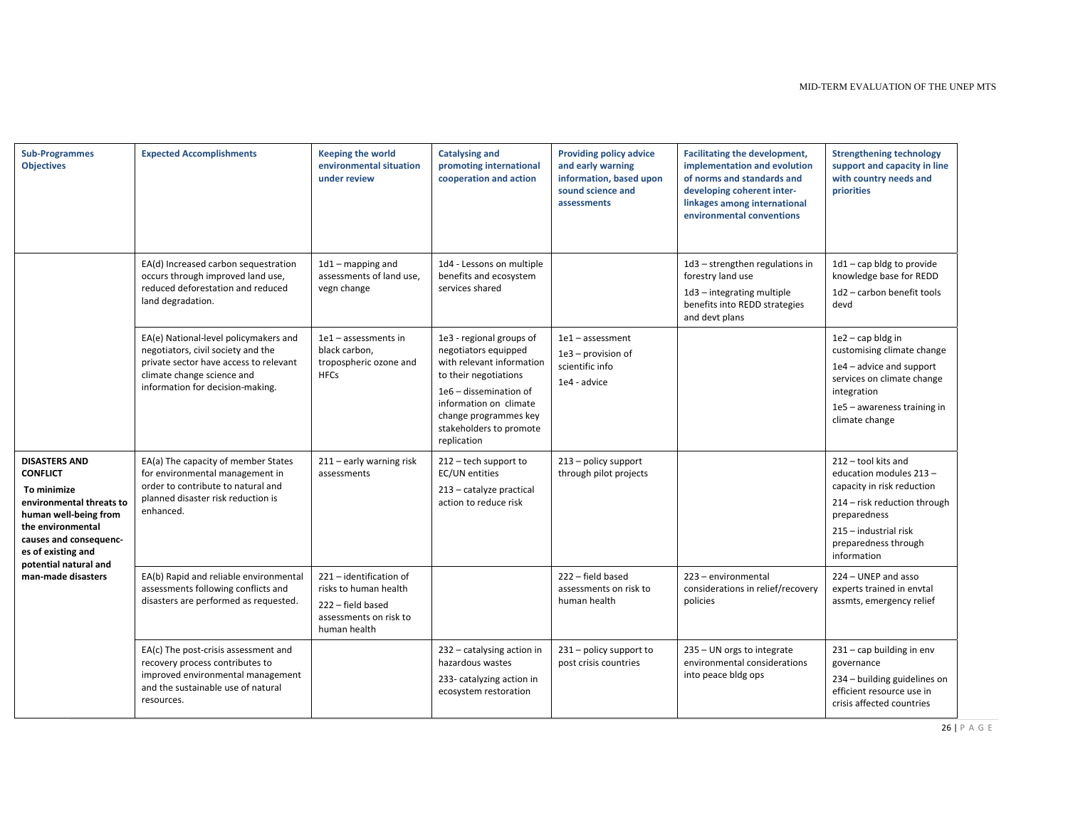| Sub-Programmes Objectives | Expected Accomplishments | Keeping the world environmental situation under review | Catalysing and promoting international cooperation and action | Providing policy advice and early warning information, based upon sound science and assessments | Facilitating the development, implementation and evolution of norms and standards and developing coherent inter-linkages among international environmental conventions | Strengthening technology support and capacity in line with country needs and priorities |
|---|---|---|---|---|---|---|
| | EA(d) Increased carbon sequestration occurs through improved land use, reduced deforestation and reduced land degradation. | 1d1 – mapping and assessments of land use, vegn change | 1d4 - Lessons on multiple benefits and ecosystem services shared | | 1d3 – strengthen regulations in forestry land use<br>1d3 – integrating multiple benefits into REDD strategies and devt plans | 1d1 – cap bldg to provide knowledge base for REDD<br>1d2 – carbon benefit tools devd |
| | EA(e) National-level policymakers and negotiators, civil society and the private sector have access to relevant climate change science and information for decision-making. | 1e1 – assessments in black carbon, tropospheric ozone and HFCs | 1e3 - regional groups of negotiators equipped with relevant information to their negotiations<br>1e6 – dissemination of information on climate change programmes key stakeholders to promote replication | 1e1 – assessment<br>1e3 – provision of scientific info<br>1e4 - advice | | 1e2 – cap bldg in customising climate change<br>1e4 – advice and support services on climate change integration<br>1e5 – awareness training in climate change |
| **DISASTERS AND CONFLICT**<br>**To minimize environmental threats to human well-being from the environmental causes and consequences of existing and potential natural and man-made disasters** | EA(a) The capacity of member States for environmental management in order to contribute to natural and planned disaster risk reduction is enhanced. | 211 – early warning risk assessments | 212 – tech support to EC/UN entities<br>213 – catalyze practical action to reduce risk | 213 – policy support through pilot projects | | 212 – tool kits and education modules 213 – capacity in risk reduction<br>214 – risk reduction through preparedness<br>215 – industrial risk preparedness through information |
| | EA(b) Rapid and reliable environmental assessments following conflicts and disasters are performed as requested. | 221 – identification of risks to human health<br>222 – field based assessments on risk to human health | | 222 – field based assessments on risk to human health | 223 – environmental considerations in relief/recovery policies | 224 – UNEP and asso experts trained in envtal assmts, emergency relief |
| | EA(c) The post-crisis assessment and recovery process contributes to improved environmental management and the sustainable use of natural resources. | | 232 – catalysing action in hazardous wastes<br>233- catalyzing action in ecosystem restoration | 231 – policy support to post crisis countries | 235 – UN orgs to integrate environmental considerations into peace bldg ops | 231 – cap building in env governance<br>234 – building guidelines on efficient resource use in crisis affected countries |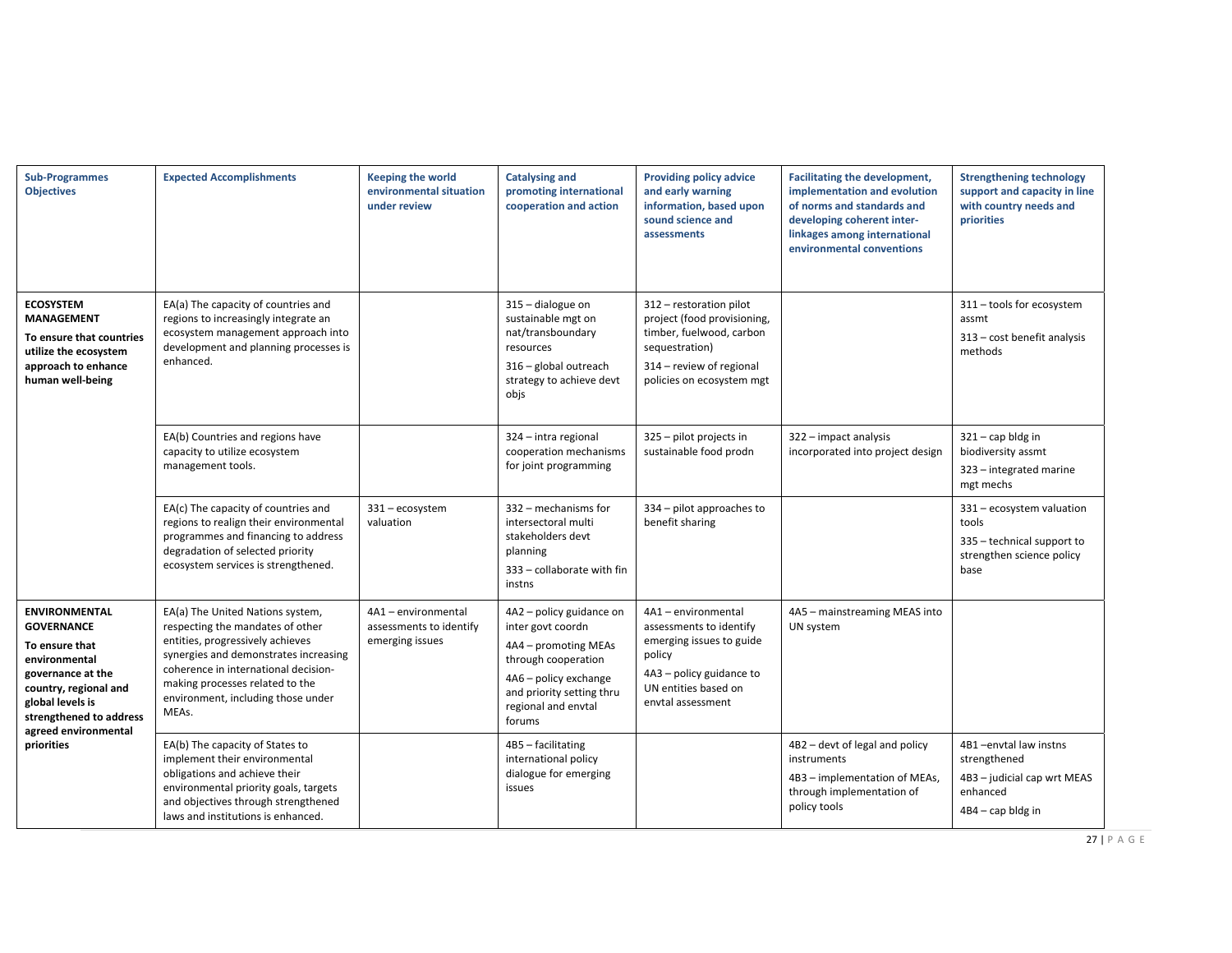| Sub-Programmes Objectives | Expected Accomplishments | Keeping the world environmental situation under review | Catalysing and promoting international cooperation and action | Providing policy advice and early warning information, based upon sound science and assessments | Facilitating the development, implementation and evolution of norms and standards and developing coherent inter-linkages among international environmental conventions | Strengthening technology support and capacity in line with country needs and priorities |
|---|---|---|---|---|---|---|
| **ECOSYSTEM MANAGEMENT** **To ensure that countries utilize the ecosystem approach to enhance human well-being** | EA(a) The capacity of countries and regions to increasingly integrate an ecosystem management approach into development and planning processes is enhanced. | | 315 – dialogue on sustainable mgt on nat/transboundary resources<br>316 – global outreach strategy to achieve devt objs | 312 – restoration pilot project (food provisioning, timber, fuelwood, carbon sequestration)<br>314 – review of regional policies on ecosystem mgt | | 311 – tools for ecosystem assmt<br>313 – cost benefit analysis methods |
| | EA(b) Countries and regions have capacity to utilize ecosystem management tools. | | 324 – intra regional cooperation mechanisms for joint programming | 325 – pilot projects in sustainable food prodn | 322 – impact analysis incorporated into project design | 321 – cap bldg in biodiversity assmt<br>323 – integrated marine mgt mechs |
| | EA(c) The capacity of countries and regions to realign their environmental programmes and financing to address degradation of selected priority ecosystem services is strengthened. | 331 – ecosystem valuation | 332 – mechanisms for intersectoral multi stakeholders devt planning<br>333 – collaborate with fin instns | 334 – pilot approaches to benefit sharing | | 331 – ecosystem valuation tools<br>335 – technical support to strengthen science policy base |
| **ENVIRONMENTAL GOVERNANCE** **To ensure that environmental governance at the country, regional and global levels is strengthened to address agreed environmental priorities** | EA(a) The United Nations system, respecting the mandates of other entities, progressively achieves synergies and demonstrates increasing coherence in international decision-making processes related to the environment, including those under MEAs. | 4A1 – environmental assessments to identify emerging issues | 4A2 – policy guidance on inter govt coordn<br>4A4 – promoting MEAs through cooperation<br>4A6 – policy exchange and priority setting thru regional and envtal forums | 4A1 – environmental assessments to identify emerging issues to guide policy<br>4A3 – policy guidance to UN entities based on envtal assessment | 4A5 – mainstreaming MEAS into UN system | |
| | EA(b) The capacity of States to implement their environmental obligations and achieve their environmental priority goals, targets and objectives through strengthened laws and institutions is enhanced. | | 4B5 – facilitating international policy dialogue for emerging issues | | 4B2 – devt of legal and policy instruments<br>4B3 – implementation of MEAs, through implementation of policy tools | 4B1 –envtal law instns strengthened<br>4B3 – judicial cap wrt MEAS enhanced<br>4B4 – cap bldg in |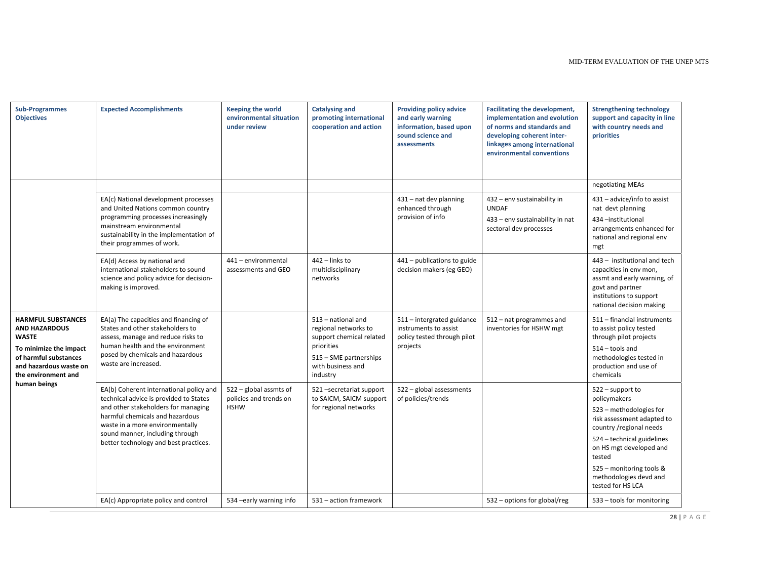| Sub-Programmes Objectives | Expected Accomplishments | Keeping the world environmental situation under review | Catalysing and promoting international cooperation and action | Providing policy advice and early warning information, based upon sound science and assessments | Facilitating the development, implementation and evolution of norms and standards and developing coherent inter-linkages among international environmental conventions | Strengthening technology support and capacity in line with country needs and priorities |
|---|---|---|---|---|---|---|
| | | | | | | negotiating MEAs |
| | EA(c) National development processes and United Nations common country programming processes increasingly mainstream environmental sustainability in the implementation of their programmes of work. | | | 431 – nat dev planning enhanced through provision of info | 432 – env sustainability in UNDAF<br>433 – env sustainability in nat sectoral dev processes | 431 – advice/info to assist nat devt planning<br>434 –institutional arrangements enhanced for national and regional env mgt |
| | EA(d) Access by national and international stakeholders to sound science and policy advice for decision-making is improved. | 441 – environmental assessments and GEO | 442 – links to multidisciplinary networks | 441 – publications to guide decision makers (eg GEO) | | 443 – institutional and tech capacities in env mon, assmt and early warning, of govt and partner institutions to support national decision making |
| **HARMFUL SUBSTANCES AND HAZARDOUS WASTE**<br>**To minimize the impact of harmful substances and hazardous waste on the environment and human beings** | EA(a) The capacities and financing of States and other stakeholders to assess, manage and reduce risks to human health and the environment posed by chemicals and hazardous waste are increased. | | 513 – national and regional networks to support chemical related priorities<br>515 – SME partnerships with business and industry | 511 – intergrated guidance instruments to assist policy tested through pilot projects | 512 – nat programmes and inventories for HSHW mgt | 511 – financial instruments to assist policy tested through pilot projects<br>514 – tools and methodologies tested in production and use of chemicals |
| | EA(b) Coherent international policy and technical advice is provided to States and other stakeholders for managing harmful chemicals and hazardous waste in a more environmentally sound manner, including through better technology and best practices. | 522 – global assmts of policies and trends on HSHW | 521 –secretariat support to SAICM, SAICM support for regional networks | 522 – global assessments of policies/trends | | 522 – support to policymakers<br>523 – methodologies for risk assessment adapted to country /regional needs<br>524 – technical guidelines on HS mgt developed and tested<br>525 – monitoring tools & methodologies devd and tested for HS LCA |
| | EA(c) Appropriate policy and control | 534 –early warning info | 531 – action framework | | 532 – options for global/reg | 533 – tools for monitoring |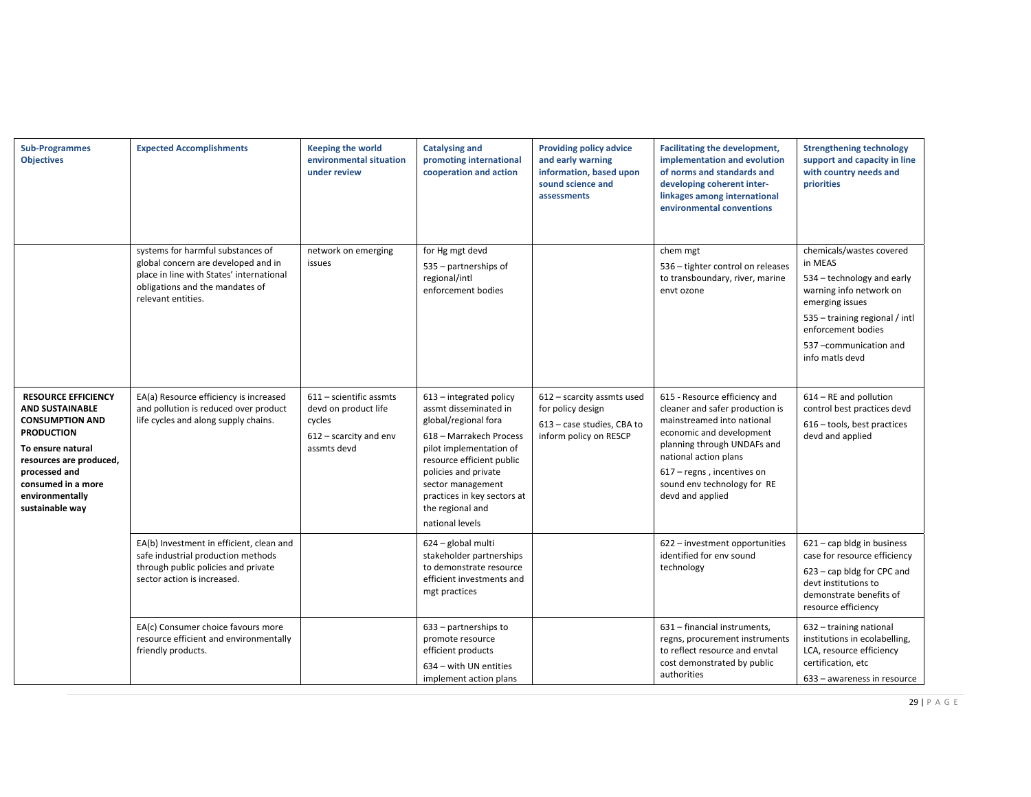| Sub-Programmes Objectives | Expected Accomplishments | Keeping the world environmental situation under review | Catalysing and promoting international cooperation and action | Providing policy advice and early warning information, based upon sound science and assessments | Facilitating the development, implementation and evolution of norms and standards and developing coherent inter-linkages among international environmental conventions | Strengthening technology support and capacity in line with country needs and priorities |
|---|---|---|---|---|---|---|
| | systems for harmful substances of global concern are developed and in place in line with States' international obligations and the mandates of relevant entities. | network on emerging issues | for Hg mgt devd<br>535 – partnerships of regional/intl enforcement bodies | | chem mgt<br>536 – tighter control on releases to transboundary, river, marine envt ozone | chemicals/wastes covered in MEAS<br>534 – technology and early warning info network on emerging issues<br>535 – training regional / intl enforcement bodies<br>537 –communication and info matls devd |
| **RESOURCE EFFICIENCY AND SUSTAINABLE CONSUMPTION AND PRODUCTION**<br>**To ensure natural resources are produced, processed and consumed in a more environmentally sustainable way** | EA(a) Resource efficiency is increased and pollution is reduced over product life cycles and along supply chains. | 611 – scientific assmts devd on product life cycles<br>612 – scarcity and env assmts devd | 613 – integrated policy assmt disseminated in global/regional fora<br>618 – Marrakech Process pilot implementation of resource efficient public policies and private sector management practices in key sectors at the regional and national levels | 612 – scarcity assmts used for policy design<br>613 – case studies, CBA to inform policy on RESCP | 615 - Resource efficiency and cleaner and safer production is mainstreamed into national economic and development planning through UNDAFs and national action plans<br>617 – regns , incentives on sound env technology for RE devd and applied | 614 – RE and pollution control best practices devd<br>616 – tools, best practices devd and applied |
| | EA(b) Investment in efficient, clean and safe industrial production methods through public policies and private sector action is increased. | | 624 – global multi stakeholder partnerships to demonstrate resource efficient investments and mgt practices | | 622 – investment opportunities identified for env sound technology | 621 – cap bldg in business case for resource efficiency<br>623 – cap bldg for CPC and devt institutions to demonstrate benefits of resource efficiency |
| | EA(c) Consumer choice favours more resource efficient and environmentally friendly products. | | 633 – partnerships to promote resource efficient products<br>634 – with UN entities implement action plans | | 631 – financial instruments, regns, procurement instruments to reflect resource and envtal cost demonstrated by public authorities | 632 – training national institutions in ecolabelling, LCA, resource efficiency certification, etc<br>633 – awareness in resource |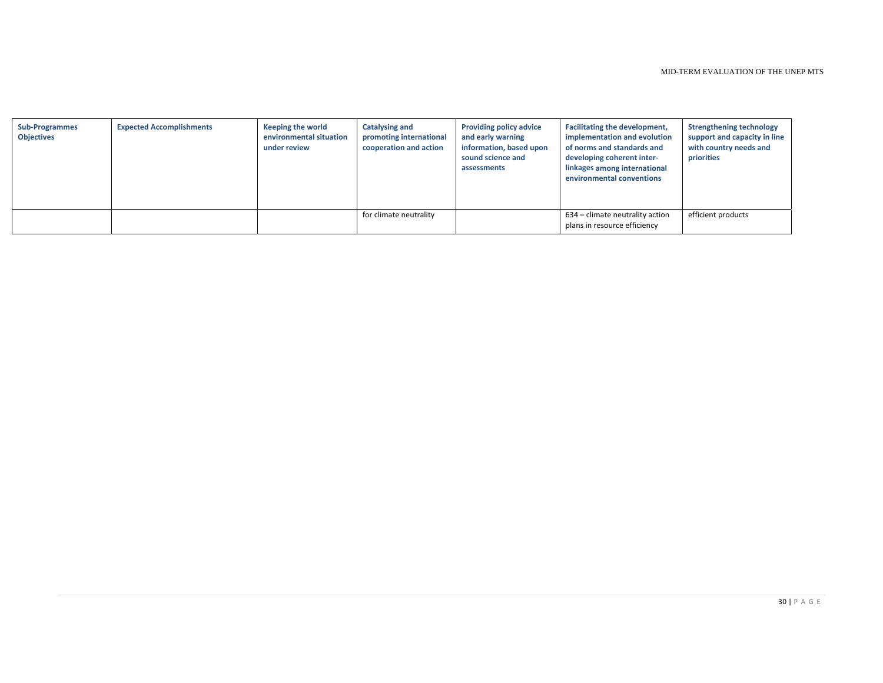| Sub-Programmes Objectives | Expected Accomplishments | Keeping the world environmental situation under review | Catalysing and promoting international cooperation and action | Providing policy advice and early warning information, based upon sound science and assessments | Facilitating the development, implementation and evolution of norms and standards and developing coherent inter-linkages among international environmental conventions | Strengthening technology support and capacity in line with country needs and priorities |
|---|---|---|---|---|---|---|
| | | | for climate neutrality | | 634 – climate neutrality action plans in resource efficiency | efficient products |